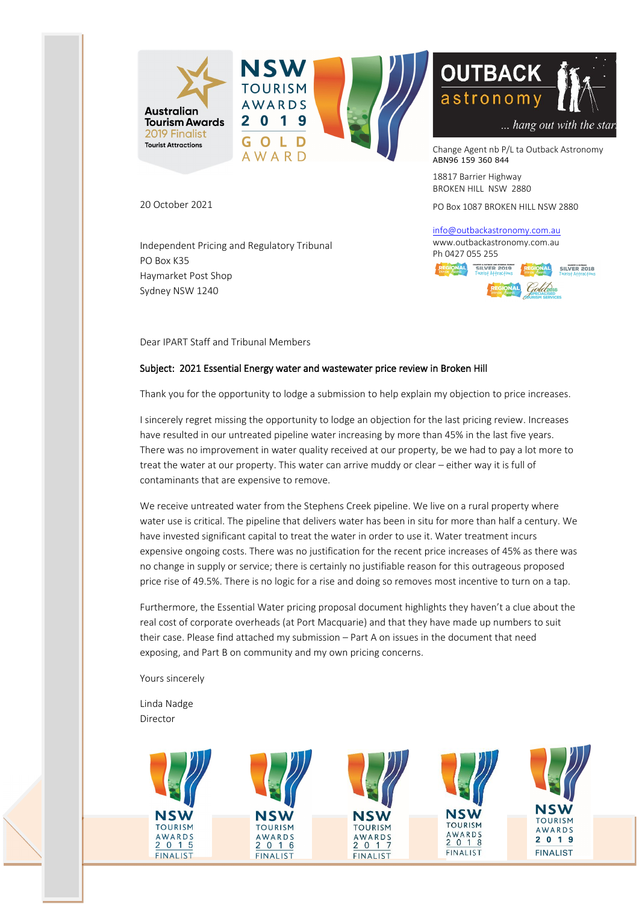Change Agent nb P/L ta Outback Astronomy
ABN96 159 360 844

18817 Barrier Highway
BROKEN HILL NSW 2880

PO Box 1087 BROKEN HILL NSW 2880

info@outbackastronomy.com.au
www.outbackastronomy.com.au
Ph 0427 055 255

20 October 2021

Independent Pricing and Regulatory Tribunal
PO Box K35
Haymarket Post Shop
Sydney NSW 1240

Dear IPART Staff and Tribunal Members

**Subject: 2021 Essential Energy water and wastewater price review in Broken Hill**

Thank you for the opportunity to lodge a submission to help explain my objection to price increases.

I sincerely regret missing the opportunity to lodge an objection for the last pricing review. Increases have resulted in our untreated pipeline water increasing by more than 45% in the last five years. There was no improvement in water quality received at our property, be we had to pay a lot more to treat the water at our property. This water can arrive muddy or clear – either way it is full of contaminants that are expensive to remove.

We receive untreated water from the Stephens Creek pipeline. We live on a rural property where water use is critical. The pipeline that delivers water has been in situ for more than half a century. We have invested significant capital to treat the water in order to use it. Water treatment incurs expensive ongoing costs. There was no justification for the recent price increases of 45% as there was no change in supply or service; there is certainly no justifiable reason for this outrageous proposed price rise of 49.5%. There is no logic for a rise and doing so removes most incentive to turn on a tap.

Furthermore, the Essential Water pricing proposal document highlights they haven't a clue about the real cost of corporate overheads (at Port Macquarie) and that they have made up numbers to suit their case. Please find attached my submission – Part A on issues in the document that need exposing, and Part B on community and my own pricing concerns.

Yours sincerely

Linda Nadge
Director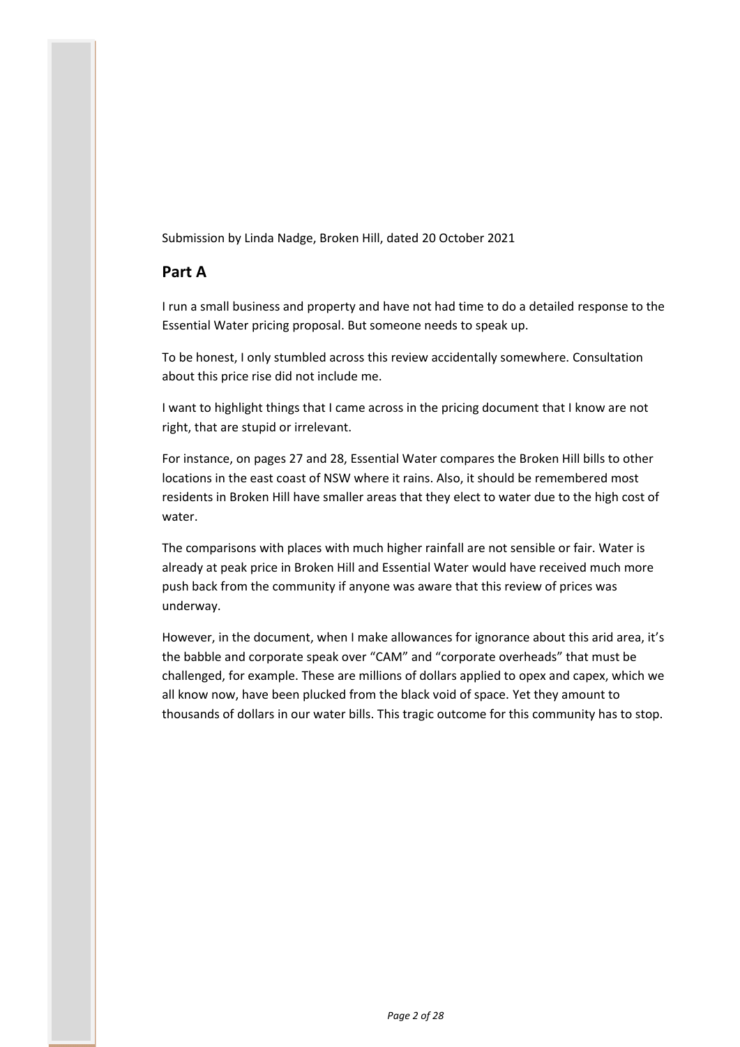Submission by Linda Nadge, Broken Hill, dated 20 October 2021

## Part A

I run a small business and property and have not had time to do a detailed response to the Essential Water pricing proposal. But someone needs to speak up.

To be honest, I only stumbled across this review accidentally somewhere. Consultation about this price rise did not include me.

I want to highlight things that I came across in the pricing document that I know are not right, that are stupid or irrelevant.

For instance, on pages 27 and 28, Essential Water compares the Broken Hill bills to other locations in the east coast of NSW where it rains. Also, it should be remembered most residents in Broken Hill have smaller areas that they elect to water due to the high cost of water.

The comparisons with places with much higher rainfall are not sensible or fair. Water is already at peak price in Broken Hill and Essential Water would have received much more push back from the community if anyone was aware that this review of prices was underway.

However, in the document, when I make allowances for ignorance about this arid area, it's the babble and corporate speak over "CAM" and "corporate overheads" that must be challenged, for example. These are millions of dollars applied to opex and capex, which we all know now, have been plucked from the black void of space. Yet they amount to thousands of dollars in our water bills. This tragic outcome for this community has to stop.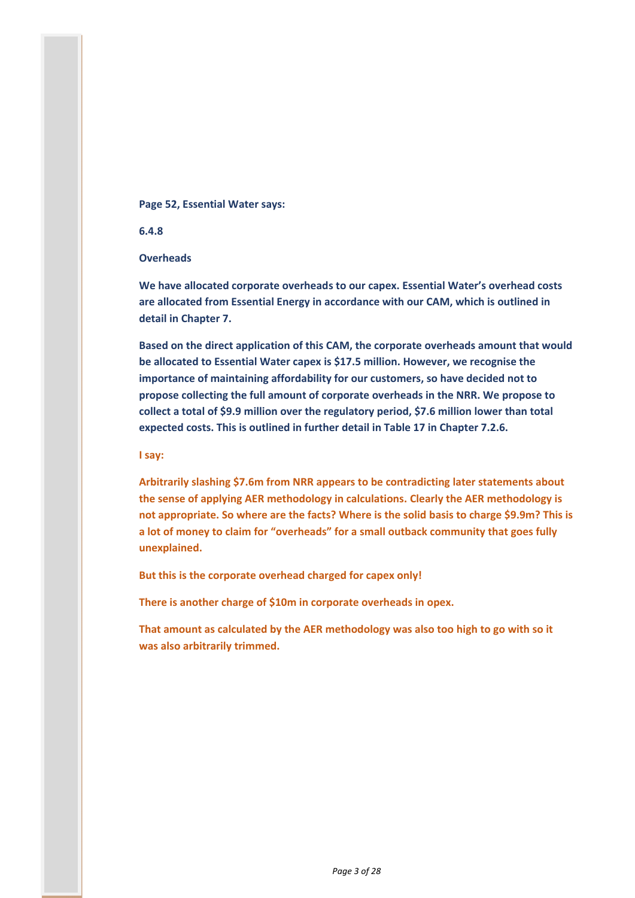**Page 52, Essential Water says:**

**6.4.8**

**Overheads**

**We have allocated corporate overheads to our capex. Essential Water's overhead costs are allocated from Essential Energy in accordance with our CAM, which is outlined in detail in Chapter 7.**

**Based on the direct application of this CAM, the corporate overheads amount that would be allocated to Essential Water capex is $17.5 million. However, we recognise the importance of maintaining affordability for our customers, so have decided not to propose collecting the full amount of corporate overheads in the NRR. We propose to collect a total of $9.9 million over the regulatory period, $7.6 million lower than total expected costs. This is outlined in further detail in Table 17 in Chapter 7.2.6.**

**I say:**

**Arbitrarily slashing $7.6m from NRR appears to be contradicting later statements about the sense of applying AER methodology in calculations. Clearly the AER methodology is not appropriate. So where are the facts? Where is the solid basis to charge $9.9m? This is a lot of money to claim for "overheads" for a small outback community that goes fully unexplained.**

**But this is the corporate overhead charged for capex only!**

**There is another charge of $10m in corporate overheads in opex.**

**That amount as calculated by the AER methodology was also too high to go with so it was also arbitrarily trimmed.**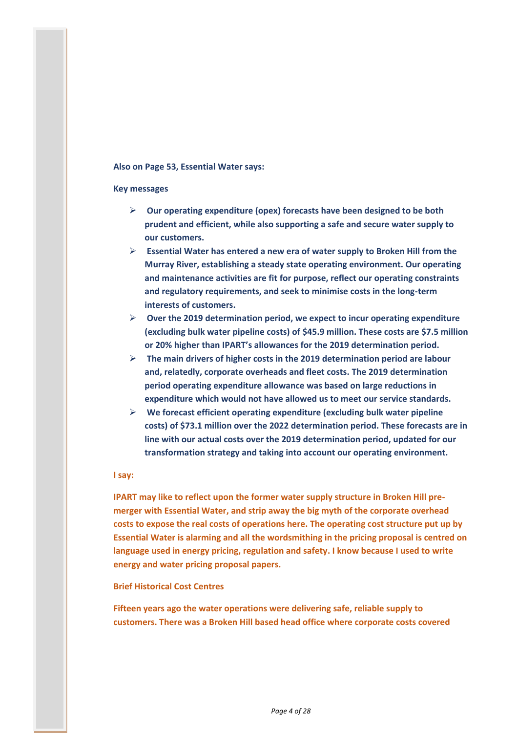**Also on Page 53, Essential Water says:**

**Key messages**

- **Our operating expenditure (opex) forecasts have been designed to be both prudent and efficient, while also supporting a safe and secure water supply to our customers.**
- **Essential Water has entered a new era of water supply to Broken Hill from the Murray River, establishing a steady state operating environment. Our operating and maintenance activities are fit for purpose, reflect our operating constraints and regulatory requirements, and seek to minimise costs in the long-term interests of customers.**
- **Over the 2019 determination period, we expect to incur operating expenditure (excluding bulk water pipeline costs) of $45.9 million. These costs are $7.5 million or 20% higher than IPART's allowances for the 2019 determination period.**
- **The main drivers of higher costs in the 2019 determination period are labour and, relatedly, corporate overheads and fleet costs. The 2019 determination period operating expenditure allowance was based on large reductions in expenditure which would not have allowed us to meet our service standards.**
- **We forecast efficient operating expenditure (excluding bulk water pipeline costs) of $73.1 million over the 2022 determination period. These forecasts are in line with our actual costs over the 2019 determination period, updated for our transformation strategy and taking into account our operating environment.**

**I say:**

**IPART may like to reflect upon the former water supply structure in Broken Hill pre-merger with Essential Water, and strip away the big myth of the corporate overhead costs to expose the real costs of operations here. The operating cost structure put up by Essential Water is alarming and all the wordsmithing in the pricing proposal is centred on language used in energy pricing, regulation and safety. I know because I used to write energy and water pricing proposal papers.**

**Brief Historical Cost Centres**

**Fifteen years ago the water operations were delivering safe, reliable supply to customers. There was a Broken Hill based head office where corporate costs covered**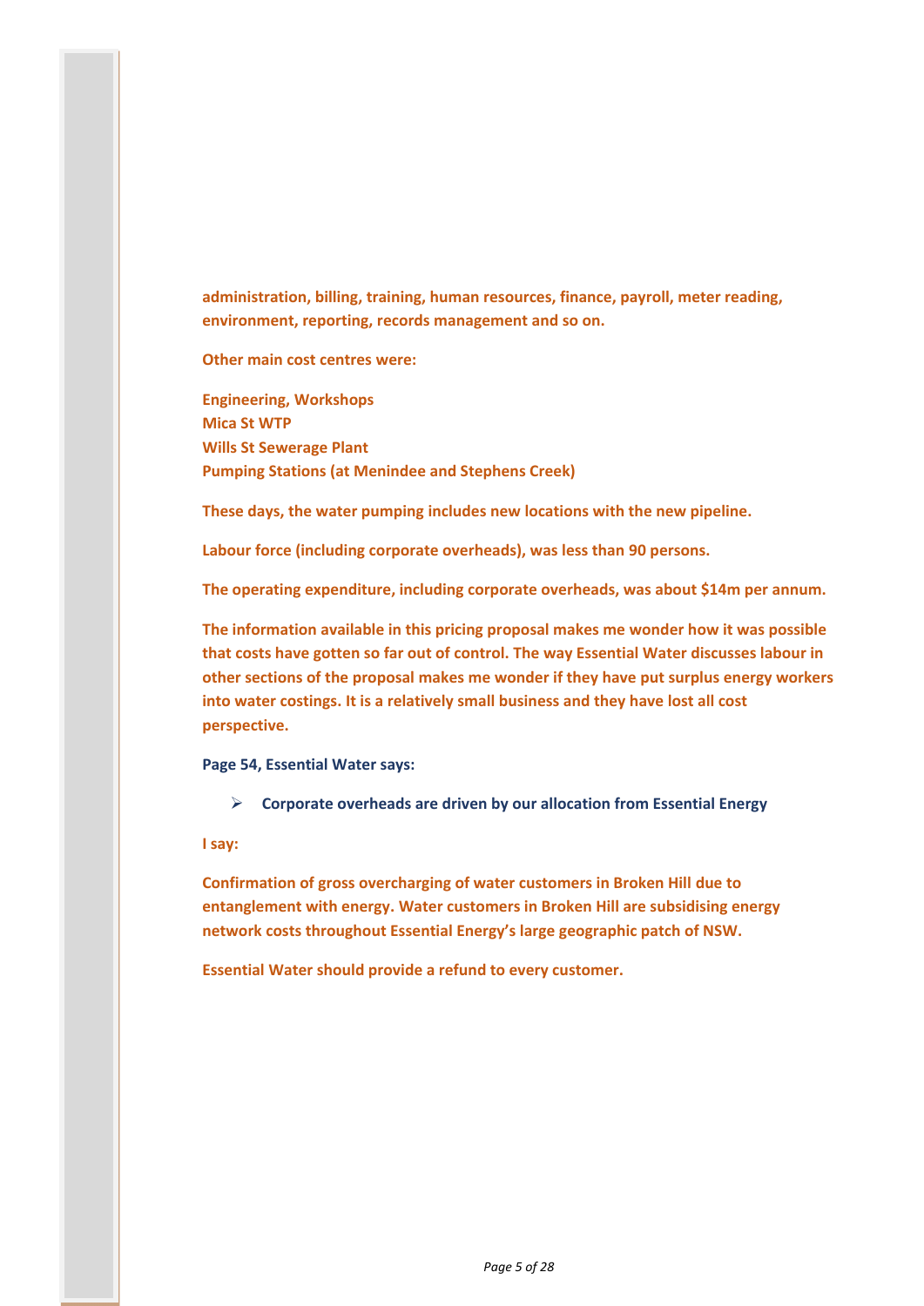**administration, billing, training, human resources, finance, payroll, meter reading, environment, reporting, records management and so on.**

**Other main cost centres were:**

**Engineering, Workshops**
**Mica St WTP**
**Wills St Sewerage Plant**
**Pumping Stations (at Menindee and Stephens Creek)**

**These days, the water pumping includes new locations with the new pipeline.**

**Labour force (including corporate overheads), was less than 90 persons.**

**The operating expenditure, including corporate overheads, was about $14m per annum.**

**The information available in this pricing proposal makes me wonder how it was possible that costs have gotten so far out of control. The way Essential Water discusses labour in other sections of the proposal makes me wonder if they have put surplus energy workers into water costings. It is a relatively small business and they have lost all cost perspective.**

**Page 54, Essential Water says:**

- **Corporate overheads are driven by our allocation from Essential Energy**

**I say:**

**Confirmation of gross overcharging of water customers in Broken Hill due to entanglement with energy. Water customers in Broken Hill are subsidising energy network costs throughout Essential Energy's large geographic patch of NSW.**

**Essential Water should provide a refund to every customer.**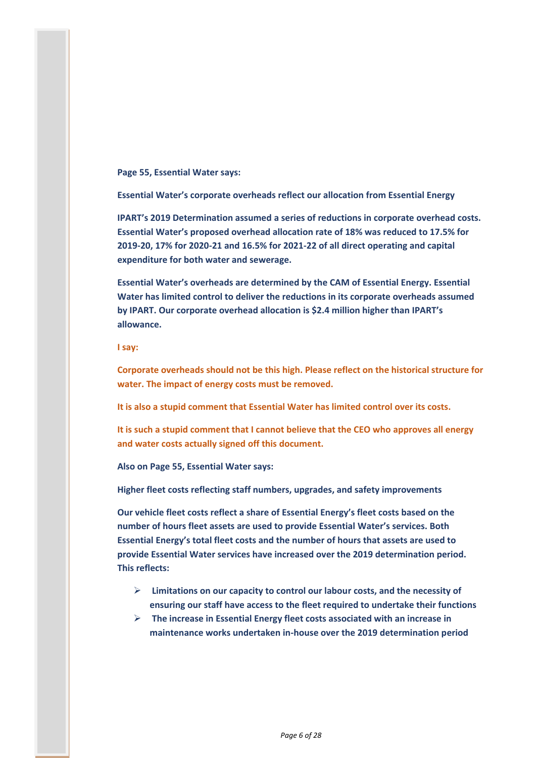**Page 55, Essential Water says:**

**Essential Water's corporate overheads reflect our allocation from Essential Energy**

**IPART's 2019 Determination assumed a series of reductions in corporate overhead costs. Essential Water's proposed overhead allocation rate of 18% was reduced to 17.5% for 2019-20, 17% for 2020-21 and 16.5% for 2021-22 of all direct operating and capital expenditure for both water and sewerage.**

**Essential Water's overheads are determined by the CAM of Essential Energy. Essential Water has limited control to deliver the reductions in its corporate overheads assumed by IPART. Our corporate overhead allocation is $2.4 million higher than IPART's allowance.**

**I say:**

**Corporate overheads should not be this high. Please reflect on the historical structure for water. The impact of energy costs must be removed.**

**It is also a stupid comment that Essential Water has limited control over its costs.**

**It is such a stupid comment that I cannot believe that the CEO who approves all energy and water costs actually signed off this document.**

**Also on Page 55, Essential Water says:**

**Higher fleet costs reflecting staff numbers, upgrades, and safety improvements**

**Our vehicle fleet costs reflect a share of Essential Energy's fleet costs based on the number of hours fleet assets are used to provide Essential Water's services. Both Essential Energy's total fleet costs and the number of hours that assets are used to provide Essential Water services have increased over the 2019 determination period. This reflects:**

- **Limitations on our capacity to control our labour costs, and the necessity of ensuring our staff have access to the fleet required to undertake their functions**
- **The increase in Essential Energy fleet costs associated with an increase in maintenance works undertaken in-house over the 2019 determination period**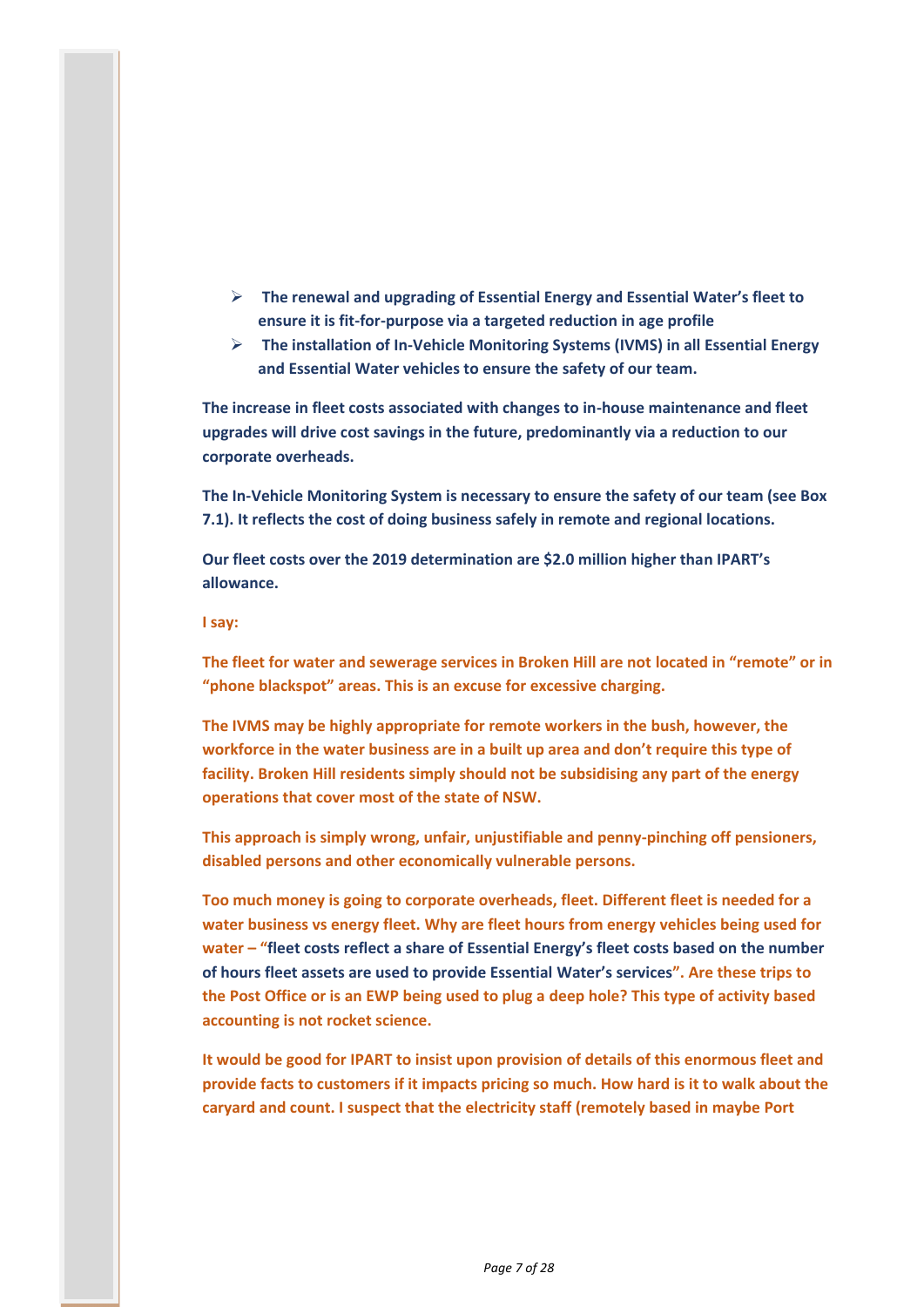- **The renewal and upgrading of Essential Energy and Essential Water's fleet to ensure it is fit-for-purpose via a targeted reduction in age profile**
- **The installation of In-Vehicle Monitoring Systems (IVMS) in all Essential Energy and Essential Water vehicles to ensure the safety of our team.**

**The increase in fleet costs associated with changes to in-house maintenance and fleet upgrades will drive cost savings in the future, predominantly via a reduction to our corporate overheads.**

**The In-Vehicle Monitoring System is necessary to ensure the safety of our team (see Box 7.1). It reflects the cost of doing business safely in remote and regional locations.**

**Our fleet costs over the 2019 determination are $2.0 million higher than IPART's allowance.**

**I say:**

**The fleet for water and sewerage services in Broken Hill are not located in "remote" or in "phone blackspot" areas. This is an excuse for excessive charging.**

**The IVMS may be highly appropriate for remote workers in the bush, however, the workforce in the water business are in a built up area and don't require this type of facility. Broken Hill residents simply should not be subsidising any part of the energy operations that cover most of the state of NSW.**

**This approach is simply wrong, unfair, unjustifiable and penny-pinching off pensioners, disabled persons and other economically vulnerable persons.**

**Too much money is going to corporate overheads, fleet. Different fleet is needed for a water business vs energy fleet. Why are fleet hours from energy vehicles being used for water – "fleet costs reflect a share of Essential Energy's fleet costs based on the number of hours fleet assets are used to provide Essential Water's services". Are these trips to the Post Office or is an EWP being used to plug a deep hole? This type of activity based accounting is not rocket science.**

**It would be good for IPART to insist upon provision of details of this enormous fleet and provide facts to customers if it impacts pricing so much. How hard is it to walk about the caryard and count. I suspect that the electricity staff (remotely based in maybe Port**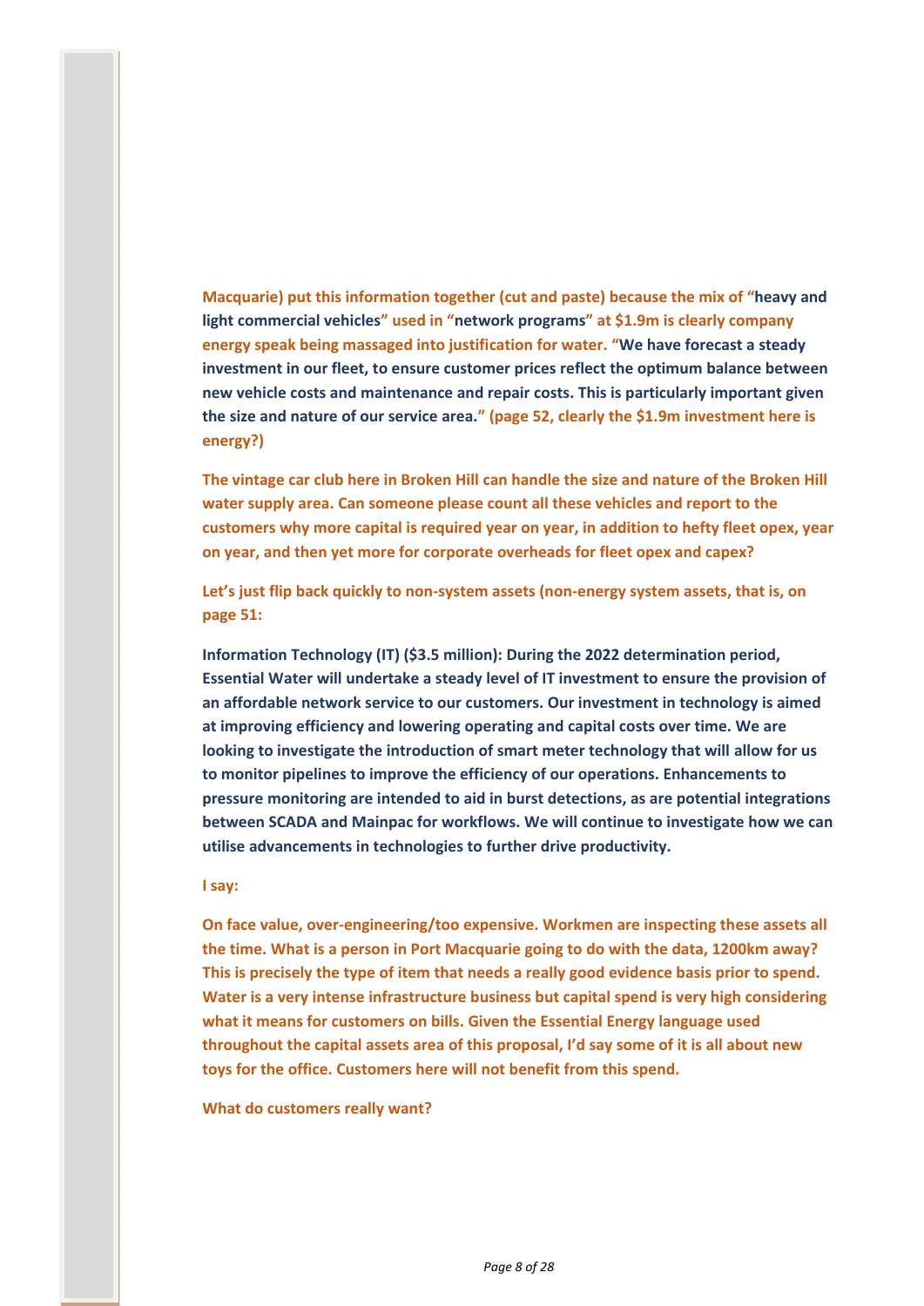**Macquarie) put this information together (cut and paste) because the mix of "heavy and light commercial vehicles" used in "network programs" at $1.9m is clearly company energy speak being massaged into justification for water. "We have forecast a steady investment in our fleet, to ensure customer prices reflect the optimum balance between new vehicle costs and maintenance and repair costs. This is particularly important given the size and nature of our service area." (page 52, clearly the $1.9m investment here is energy?)**

**The vintage car club here in Broken Hill can handle the size and nature of the Broken Hill water supply area. Can someone please count all these vehicles and report to the customers why more capital is required year on year, in addition to hefty fleet opex, year on year, and then yet more for corporate overheads for fleet opex and capex?**

**Let's just flip back quickly to non-system assets (non-energy system assets, that is, on page 51:**

**Information Technology (IT) ($3.5 million): During the 2022 determination period, Essential Water will undertake a steady level of IT investment to ensure the provision of an affordable network service to our customers. Our investment in technology is aimed at improving efficiency and lowering operating and capital costs over time. We are looking to investigate the introduction of smart meter technology that will allow for us to monitor pipelines to improve the efficiency of our operations. Enhancements to pressure monitoring are intended to aid in burst detections, as are potential integrations between SCADA and Mainpac for workflows. We will continue to investigate how we can utilise advancements in technologies to further drive productivity.**

**I say:**

**On face value, over-engineering/too expensive. Workmen are inspecting these assets all the time. What is a person in Port Macquarie going to do with the data, 1200km away? This is precisely the type of item that needs a really good evidence basis prior to spend. Water is a very intense infrastructure business but capital spend is very high considering what it means for customers on bills. Given the Essential Energy language used throughout the capital assets area of this proposal, I'd say some of it is all about new toys for the office. Customers here will not benefit from this spend.**

**What do customers really want?**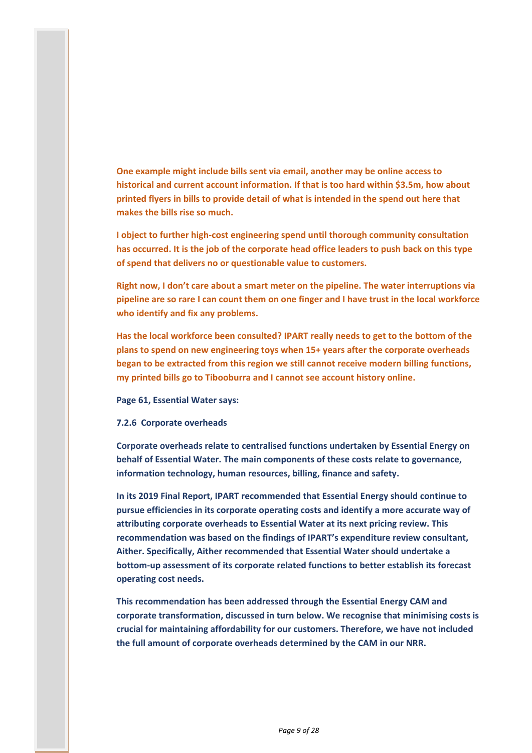**One example might include bills sent via email, another may be online access to historical and current account information. If that is too hard within $3.5m, how about printed flyers in bills to provide detail of what is intended in the spend out here that makes the bills rise so much.**

**I object to further high-cost engineering spend until thorough community consultation has occurred. It is the job of the corporate head office leaders to push back on this type of spend that delivers no or questionable value to customers.**

**Right now, I don't care about a smart meter on the pipeline. The water interruptions via pipeline are so rare I can count them on one finger and I have trust in the local workforce who identify and fix any problems.**

**Has the local workforce been consulted? IPART really needs to get to the bottom of the plans to spend on new engineering toys when 15+ years after the corporate overheads began to be extracted from this region we still cannot receive modern billing functions, my printed bills go to Tibooburra and I cannot see account history online.**

**Page 61, Essential Water says:**

**7.2.6 Corporate overheads**

**Corporate overheads relate to centralised functions undertaken by Essential Energy on behalf of Essential Water. The main components of these costs relate to governance, information technology, human resources, billing, finance and safety.**

**In its 2019 Final Report, IPART recommended that Essential Energy should continue to pursue efficiencies in its corporate operating costs and identify a more accurate way of attributing corporate overheads to Essential Water at its next pricing review. This recommendation was based on the findings of IPART's expenditure review consultant, Aither. Specifically, Aither recommended that Essential Water should undertake a bottom-up assessment of its corporate related functions to better establish its forecast operating cost needs.**

**This recommendation has been addressed through the Essential Energy CAM and corporate transformation, discussed in turn below. We recognise that minimising costs is crucial for maintaining affordability for our customers. Therefore, we have not included the full amount of corporate overheads determined by the CAM in our NRR.**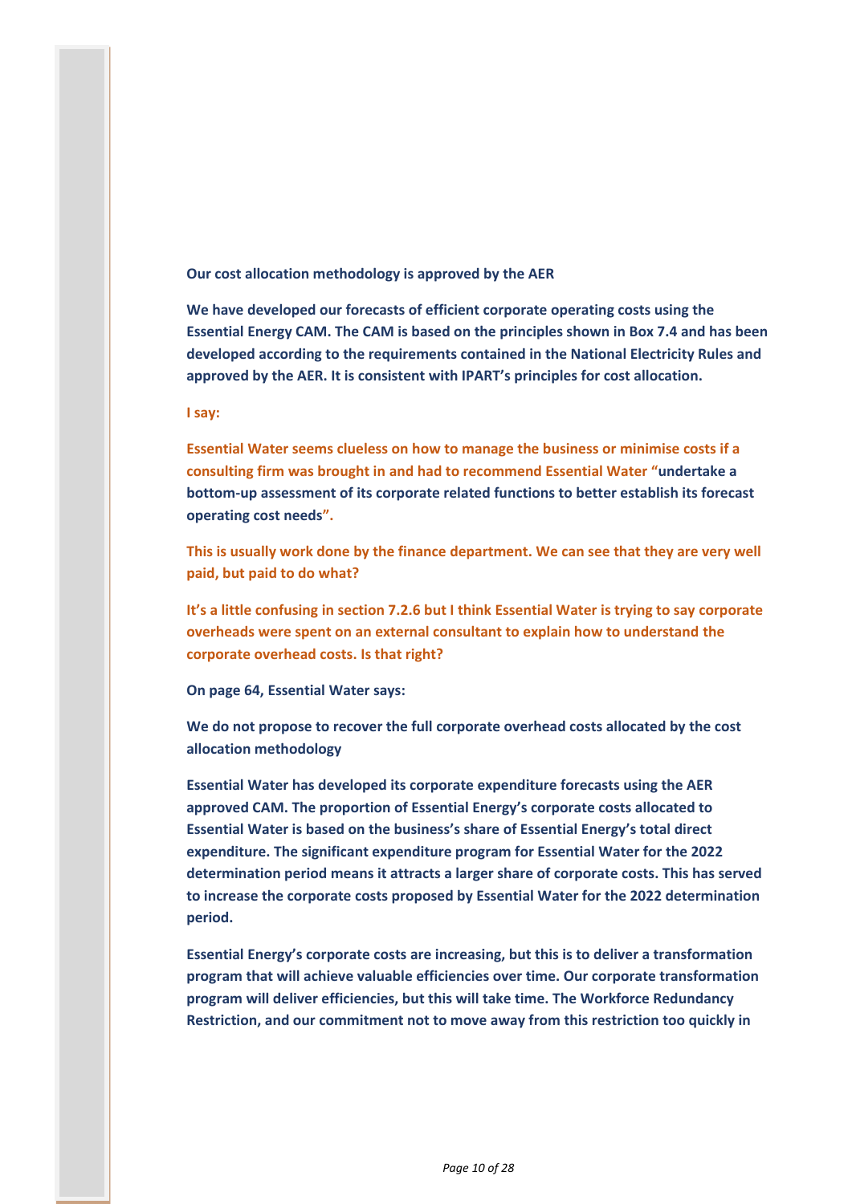**Our cost allocation methodology is approved by the AER**

**We have developed our forecasts of efficient corporate operating costs using the Essential Energy CAM. The CAM is based on the principles shown in Box 7.4 and has been developed according to the requirements contained in the National Electricity Rules and approved by the AER. It is consistent with IPART's principles for cost allocation.**

**I say:**

**Essential Water seems clueless on how to manage the business or minimise costs if a consulting firm was brought in and had to recommend Essential Water "undertake a bottom-up assessment of its corporate related functions to better establish its forecast operating cost needs".**

**This is usually work done by the finance department. We can see that they are very well paid, but paid to do what?**

**It's a little confusing in section 7.2.6 but I think Essential Water is trying to say corporate overheads were spent on an external consultant to explain how to understand the corporate overhead costs. Is that right?**

**On page 64, Essential Water says:**

**We do not propose to recover the full corporate overhead costs allocated by the cost allocation methodology**

**Essential Water has developed its corporate expenditure forecasts using the AER approved CAM. The proportion of Essential Energy's corporate costs allocated to Essential Water is based on the business's share of Essential Energy's total direct expenditure. The significant expenditure program for Essential Water for the 2022 determination period means it attracts a larger share of corporate costs. This has served to increase the corporate costs proposed by Essential Water for the 2022 determination period.**

**Essential Energy's corporate costs are increasing, but this is to deliver a transformation program that will achieve valuable efficiencies over time. Our corporate transformation program will deliver efficiencies, but this will take time. The Workforce Redundancy Restriction, and our commitment not to move away from this restriction too quickly in**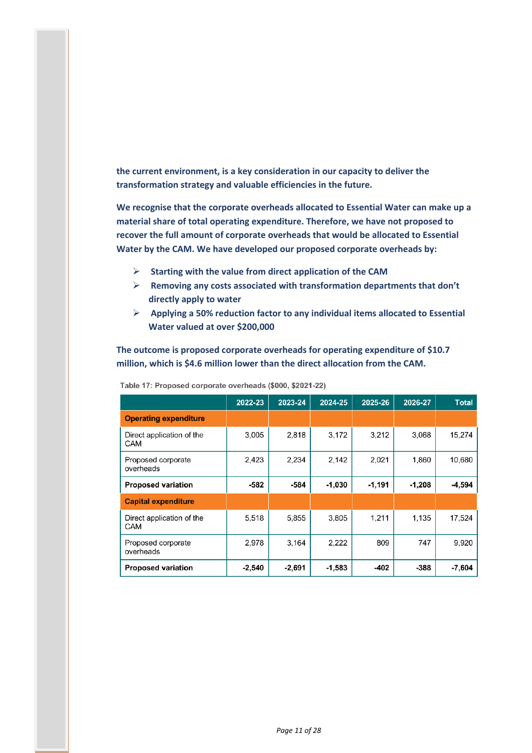**the current environment, is a key consideration in our capacity to deliver the transformation strategy and valuable efficiencies in the future.**

**We recognise that the corporate overheads allocated to Essential Water can make up a material share of total operating expenditure. Therefore, we have not proposed to recover the full amount of corporate overheads that would be allocated to Essential Water by the CAM. We have developed our proposed corporate overheads by:**

- **Starting with the value from direct application of the CAM**
- **Removing any costs associated with transformation departments that don't directly apply to water**
- **Applying a 50% reduction factor to any individual items allocated to Essential Water valued at over $200,000**

**The outcome is proposed corporate overheads for operating expenditure of $10.7 million, which is $4.6 million lower than the direct allocation from the CAM.**

Table 17: Proposed corporate overheads ($000, $2021-22)

| | 2022-23 | 2023-24 | 2024-25 | 2025-26 | 2026-27 | Total |
|---|---|---|---|---|---|---|
| **Operating expenditure** | | | | | | |
| Direct application of the CAM | 3,005 | 2,818 | 3,172 | 3,212 | 3,068 | 15,274 |
| Proposed corporate overheads | 2,423 | 2,234 | 2,142 | 2,021 | 1,860 | 10,680 |
| **Proposed variation** | **-582** | **-584** | **-1,030** | **-1,191** | **-1,208** | **-4,594** |
| **Capital expenditure** | | | | | | |
| Direct application of the CAM | 5,518 | 5,855 | 3,805 | 1,211 | 1,135 | 17,524 |
| Proposed corporate overheads | 2,978 | 3,164 | 2,222 | 809 | 747 | 9,920 |
| **Proposed variation** | **-2,540** | **-2,691** | **-1,583** | **-402** | **-388** | **-7,604** |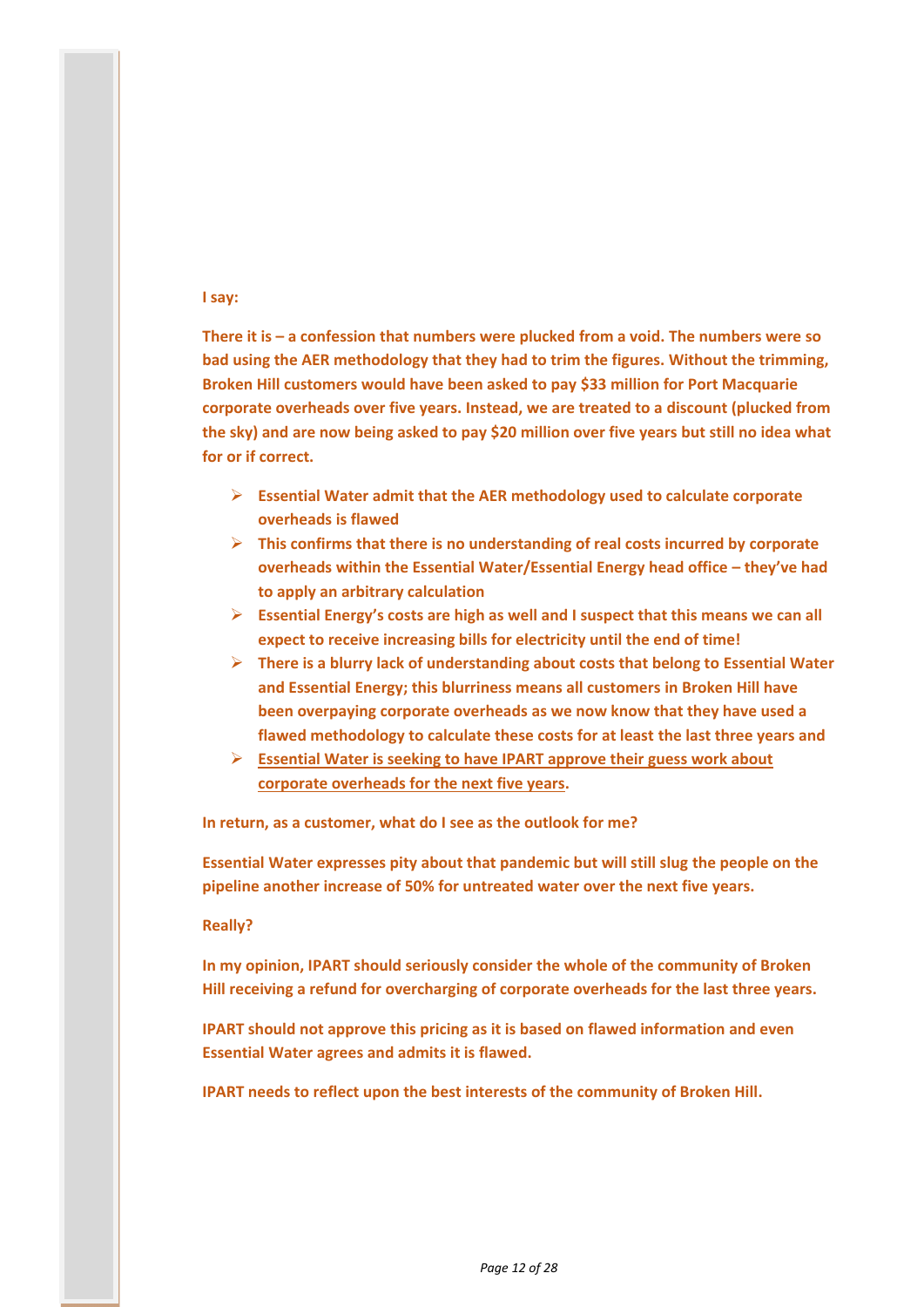**I say:**

**There it is – a confession that numbers were plucked from a void. The numbers were so bad using the AER methodology that they had to trim the figures. Without the trimming, Broken Hill customers would have been asked to pay $33 million for Port Macquarie corporate overheads over five years. Instead, we are treated to a discount (plucked from the sky) and are now being asked to pay $20 million over five years but still no idea what for or if correct.**

- **Essential Water admit that the AER methodology used to calculate corporate overheads is flawed**
- **This confirms that there is no understanding of real costs incurred by corporate overheads within the Essential Water/Essential Energy head office – they've had to apply an arbitrary calculation**
- **Essential Energy's costs are high as well and I suspect that this means we can all expect to receive increasing bills for electricity until the end of time!**
- **There is a blurry lack of understanding about costs that belong to Essential Water and Essential Energy; this blurriness means all customers in Broken Hill have been overpaying corporate overheads as we now know that they have used a flawed methodology to calculate these costs for at least the last three years and**
- **<u>Essential Water is seeking to have IPART approve their guess work about corporate overheads for the next five years</u>.**

**In return, as a customer, what do I see as the outlook for me?**

**Essential Water expresses pity about that pandemic but will still slug the people on the pipeline another increase of 50% for untreated water over the next five years.**

**Really?**

**In my opinion, IPART should seriously consider the whole of the community of Broken Hill receiving a refund for overcharging of corporate overheads for the last three years.**

**IPART should not approve this pricing as it is based on flawed information and even Essential Water agrees and admits it is flawed.**

**IPART needs to reflect upon the best interests of the community of Broken Hill.**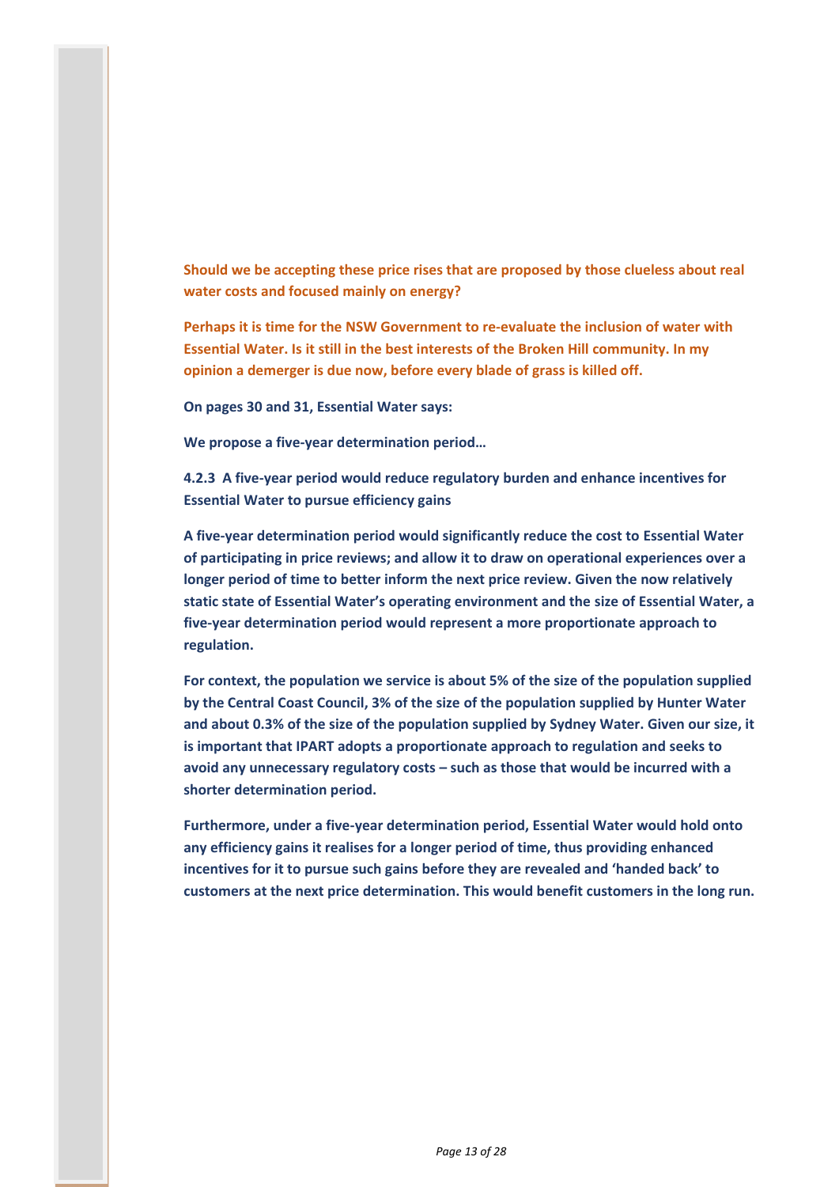**Should we be accepting these price rises that are proposed by those clueless about real water costs and focused mainly on energy?**

**Perhaps it is time for the NSW Government to re-evaluate the inclusion of water with Essential Water. Is it still in the best interests of the Broken Hill community. In my opinion a demerger is due now, before every blade of grass is killed off.**

**On pages 30 and 31, Essential Water says:**

**We propose a five-year determination period…**

**4.2.3 A five-year period would reduce regulatory burden and enhance incentives for Essential Water to pursue efficiency gains**

**A five-year determination period would significantly reduce the cost to Essential Water of participating in price reviews; and allow it to draw on operational experiences over a longer period of time to better inform the next price review. Given the now relatively static state of Essential Water's operating environment and the size of Essential Water, a five-year determination period would represent a more proportionate approach to regulation.**

**For context, the population we service is about 5% of the size of the population supplied by the Central Coast Council, 3% of the size of the population supplied by Hunter Water and about 0.3% of the size of the population supplied by Sydney Water. Given our size, it is important that IPART adopts a proportionate approach to regulation and seeks to avoid any unnecessary regulatory costs – such as those that would be incurred with a shorter determination period.**

**Furthermore, under a five-year determination period, Essential Water would hold onto any efficiency gains it realises for a longer period of time, thus providing enhanced incentives for it to pursue such gains before they are revealed and 'handed back' to customers at the next price determination. This would benefit customers in the long run.**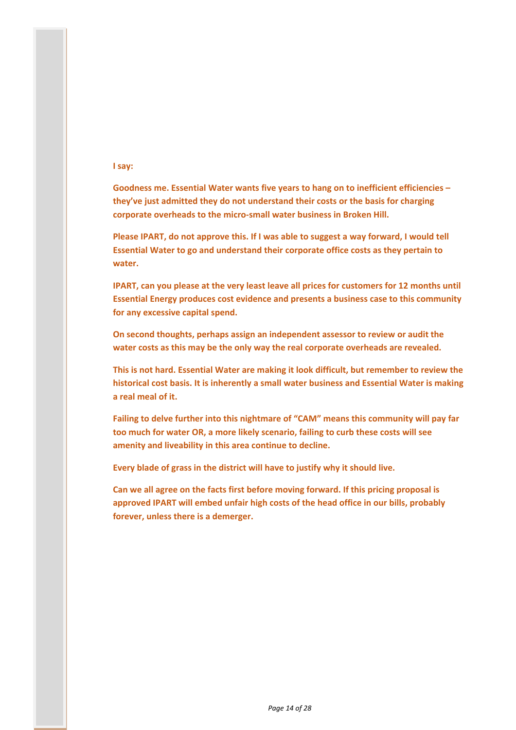**I say:**

**Goodness me. Essential Water wants five years to hang on to inefficient efficiencies – they've just admitted they do not understand their costs or the basis for charging corporate overheads to the micro-small water business in Broken Hill.**

**Please IPART, do not approve this. If I was able to suggest a way forward, I would tell Essential Water to go and understand their corporate office costs as they pertain to water.**

**IPART, can you please at the very least leave all prices for customers for 12 months until Essential Energy produces cost evidence and presents a business case to this community for any excessive capital spend.**

**On second thoughts, perhaps assign an independent assessor to review or audit the water costs as this may be the only way the real corporate overheads are revealed.**

**This is not hard. Essential Water are making it look difficult, but remember to review the historical cost basis. It is inherently a small water business and Essential Water is making a real meal of it.**

**Failing to delve further into this nightmare of "CAM" means this community will pay far too much for water OR, a more likely scenario, failing to curb these costs will see amenity and liveability in this area continue to decline.**

**Every blade of grass in the district will have to justify why it should live.**

**Can we all agree on the facts first before moving forward. If this pricing proposal is approved IPART will embed unfair high costs of the head office in our bills, probably forever, unless there is a demerger.**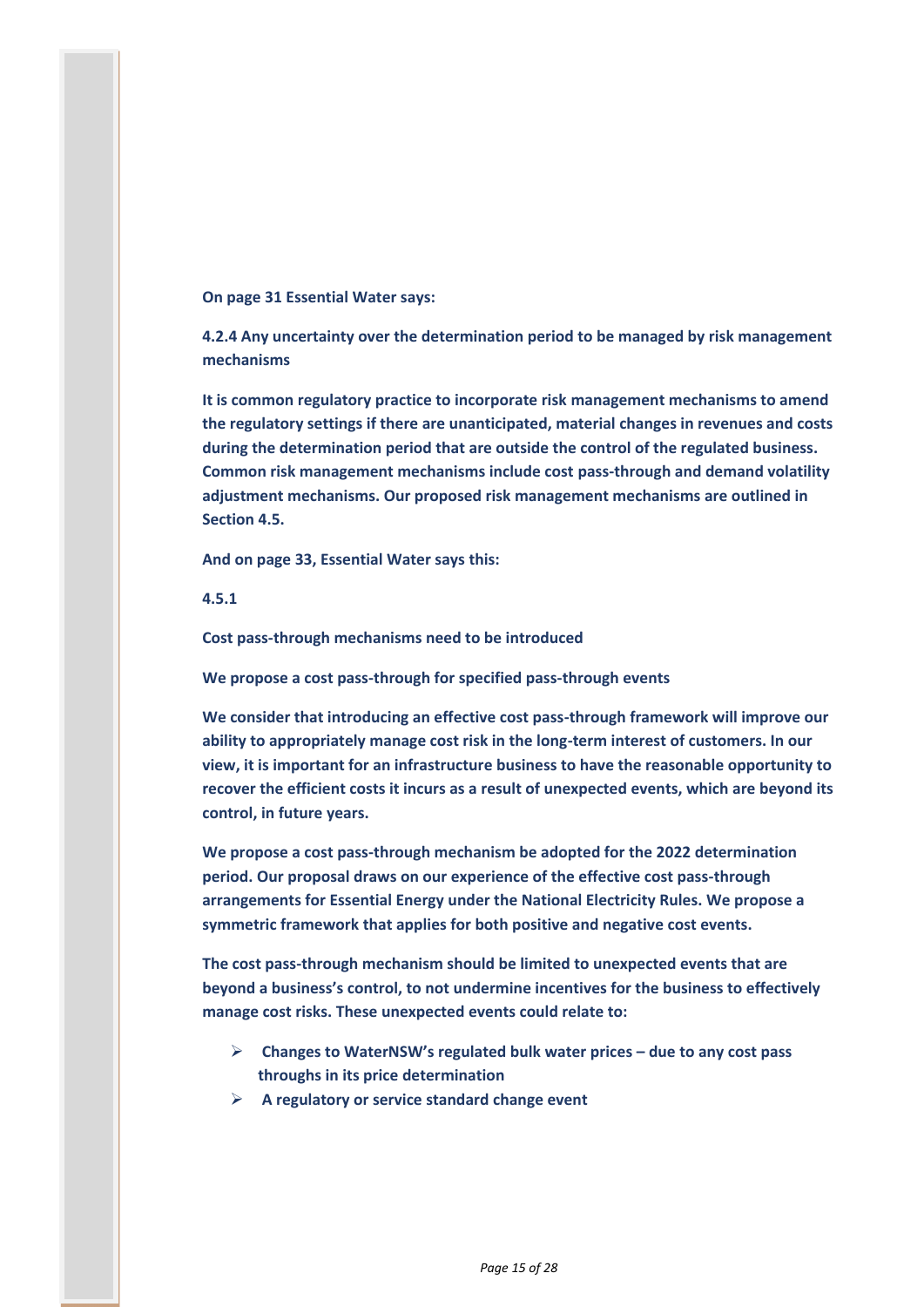**On page 31 Essential Water says:**

**4.2.4 Any uncertainty over the determination period to be managed by risk management mechanisms**

**It is common regulatory practice to incorporate risk management mechanisms to amend the regulatory settings if there are unanticipated, material changes in revenues and costs during the determination period that are outside the control of the regulated business. Common risk management mechanisms include cost pass-through and demand volatility adjustment mechanisms. Our proposed risk management mechanisms are outlined in Section 4.5.**

**And on page 33, Essential Water says this:**

**4.5.1**

**Cost pass-through mechanisms need to be introduced**

**We propose a cost pass-through for specified pass-through events**

**We consider that introducing an effective cost pass-through framework will improve our ability to appropriately manage cost risk in the long-term interest of customers. In our view, it is important for an infrastructure business to have the reasonable opportunity to recover the efficient costs it incurs as a result of unexpected events, which are beyond its control, in future years.**

**We propose a cost pass-through mechanism be adopted for the 2022 determination period. Our proposal draws on our experience of the effective cost pass-through arrangements for Essential Energy under the National Electricity Rules. We propose a symmetric framework that applies for both positive and negative cost events.**

**The cost pass-through mechanism should be limited to unexpected events that are beyond a business's control, to not undermine incentives for the business to effectively manage cost risks. These unexpected events could relate to:**

- **Changes to WaterNSW's regulated bulk water prices – due to any cost pass throughs in its price determination**
- **A regulatory or service standard change event**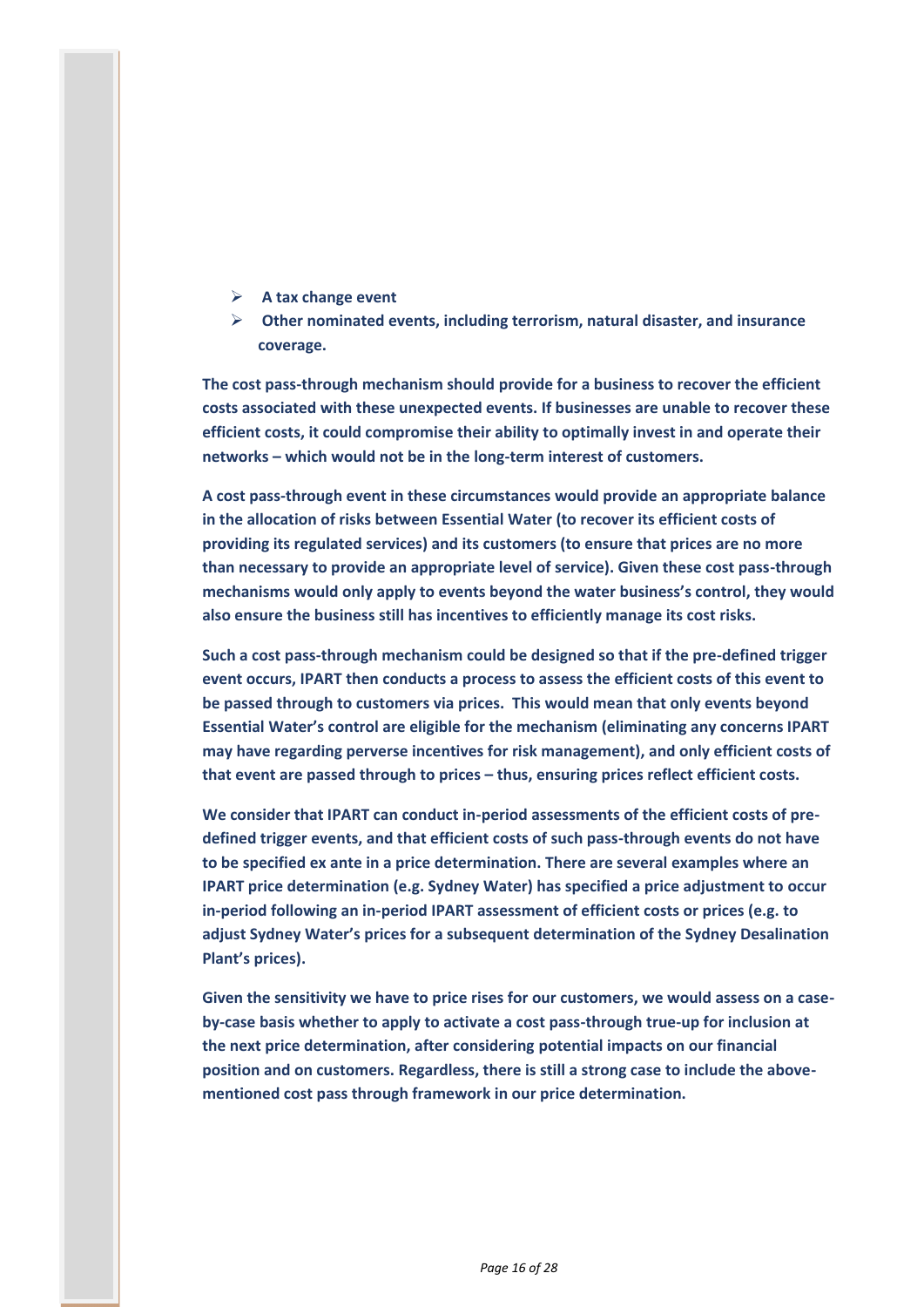- **A tax change event**
- **Other nominated events, including terrorism, natural disaster, and insurance coverage.**

**The cost pass-through mechanism should provide for a business to recover the efficient costs associated with these unexpected events. If businesses are unable to recover these efficient costs, it could compromise their ability to optimally invest in and operate their networks – which would not be in the long-term interest of customers.**

**A cost pass-through event in these circumstances would provide an appropriate balance in the allocation of risks between Essential Water (to recover its efficient costs of providing its regulated services) and its customers (to ensure that prices are no more than necessary to provide an appropriate level of service). Given these cost pass-through mechanisms would only apply to events beyond the water business's control, they would also ensure the business still has incentives to efficiently manage its cost risks.**

**Such a cost pass-through mechanism could be designed so that if the pre-defined trigger event occurs, IPART then conducts a process to assess the efficient costs of this event to be passed through to customers via prices. This would mean that only events beyond Essential Water's control are eligible for the mechanism (eliminating any concerns IPART may have regarding perverse incentives for risk management), and only efficient costs of that event are passed through to prices – thus, ensuring prices reflect efficient costs.**

**We consider that IPART can conduct in-period assessments of the efficient costs of pre-defined trigger events, and that efficient costs of such pass-through events do not have to be specified ex ante in a price determination. There are several examples where an IPART price determination (e.g. Sydney Water) has specified a price adjustment to occur in-period following an in-period IPART assessment of efficient costs or prices (e.g. to adjust Sydney Water's prices for a subsequent determination of the Sydney Desalination Plant's prices).**

**Given the sensitivity we have to price rises for our customers, we would assess on a case-by-case basis whether to apply to activate a cost pass-through true-up for inclusion at the next price determination, after considering potential impacts on our financial position and on customers. Regardless, there is still a strong case to include the above-mentioned cost pass through framework in our price determination.**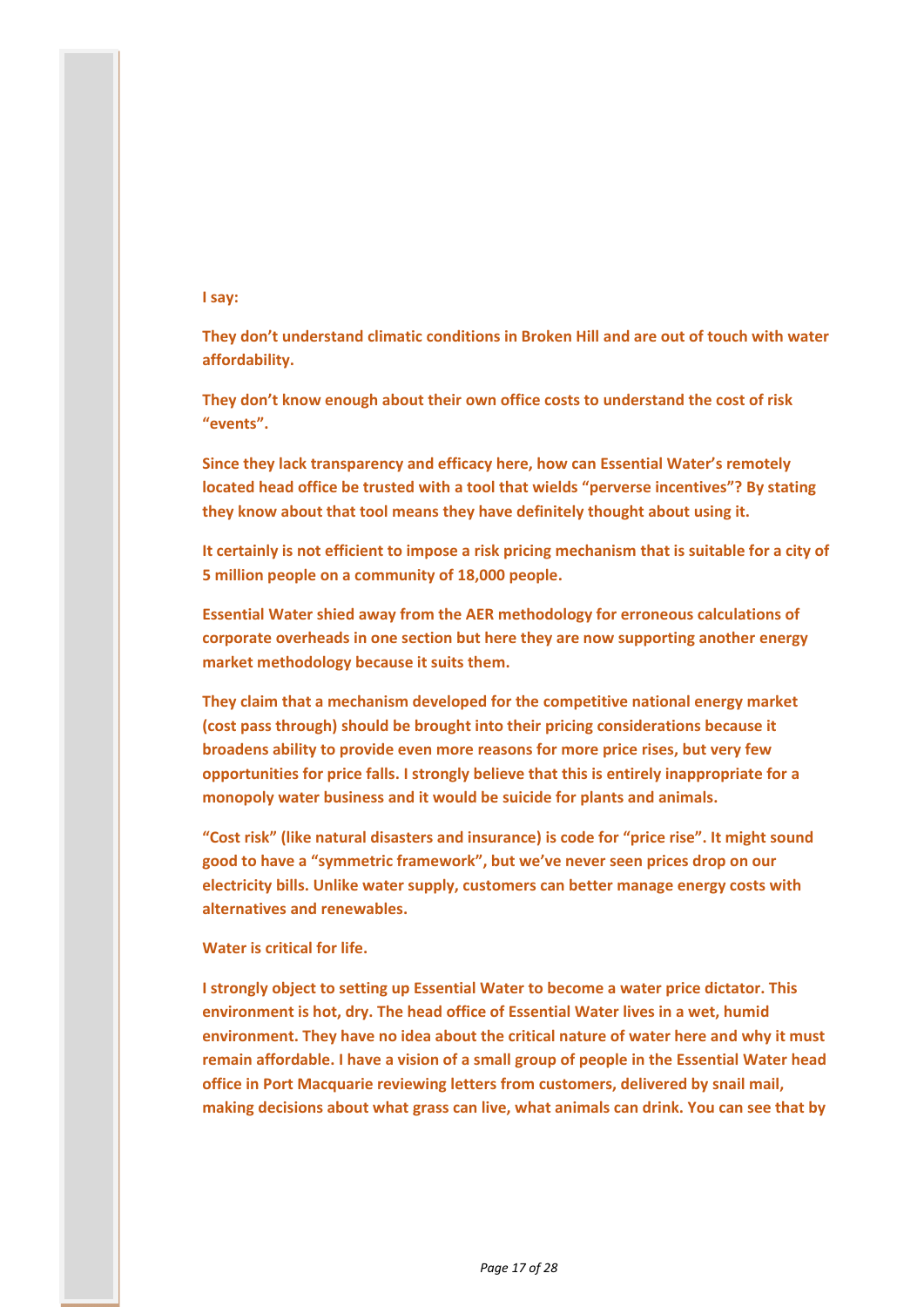**I say:**

**They don't understand climatic conditions in Broken Hill and are out of touch with water affordability.**

**They don't know enough about their own office costs to understand the cost of risk "events".**

**Since they lack transparency and efficacy here, how can Essential Water's remotely located head office be trusted with a tool that wields "perverse incentives"? By stating they know about that tool means they have definitely thought about using it.**

**It certainly is not efficient to impose a risk pricing mechanism that is suitable for a city of 5 million people on a community of 18,000 people.**

**Essential Water shied away from the AER methodology for erroneous calculations of corporate overheads in one section but here they are now supporting another energy market methodology because it suits them.**

**They claim that a mechanism developed for the competitive national energy market (cost pass through) should be brought into their pricing considerations because it broadens ability to provide even more reasons for more price rises, but very few opportunities for price falls. I strongly believe that this is entirely inappropriate for a monopoly water business and it would be suicide for plants and animals.**

**"Cost risk" (like natural disasters and insurance) is code for "price rise". It might sound good to have a "symmetric framework", but we've never seen prices drop on our electricity bills. Unlike water supply, customers can better manage energy costs with alternatives and renewables.**

**Water is critical for life.**

**I strongly object to setting up Essential Water to become a water price dictator. This environment is hot, dry. The head office of Essential Water lives in a wet, humid environment. They have no idea about the critical nature of water here and why it must remain affordable. I have a vision of a small group of people in the Essential Water head office in Port Macquarie reviewing letters from customers, delivered by snail mail, making decisions about what grass can live, what animals can drink. You can see that by**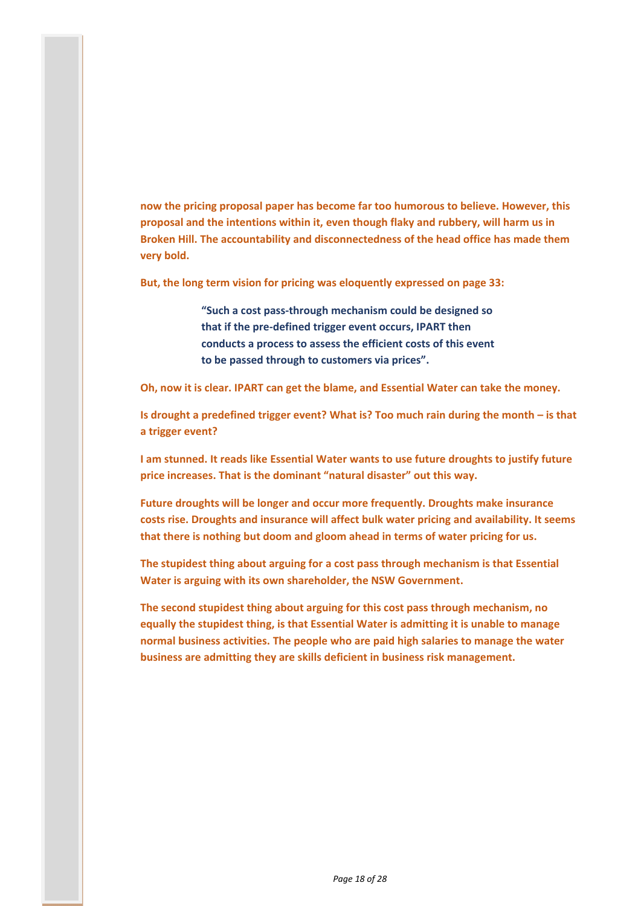**now the pricing proposal paper has become far too humorous to believe. However, this proposal and the intentions within it, even though flaky and rubbery, will harm us in Broken Hill. The accountability and disconnectedness of the head office has made them very bold.**

**But, the long term vision for pricing was eloquently expressed on page 33:**

> **"Such a cost pass-through mechanism could be designed so that if the pre-defined trigger event occurs, IPART then conducts a process to assess the efficient costs of this event to be passed through to customers via prices".**

**Oh, now it is clear. IPART can get the blame, and Essential Water can take the money.**

**Is drought a predefined trigger event? What is? Too much rain during the month – is that a trigger event?**

**I am stunned. It reads like Essential Water wants to use future droughts to justify future price increases. That is the dominant "natural disaster" out this way.**

**Future droughts will be longer and occur more frequently. Droughts make insurance costs rise. Droughts and insurance will affect bulk water pricing and availability. It seems that there is nothing but doom and gloom ahead in terms of water pricing for us.**

**The stupidest thing about arguing for a cost pass through mechanism is that Essential Water is arguing with its own shareholder, the NSW Government.**

**The second stupidest thing about arguing for this cost pass through mechanism, no equally the stupidest thing, is that Essential Water is admitting it is unable to manage normal business activities. The people who are paid high salaries to manage the water business are admitting they are skills deficient in business risk management.**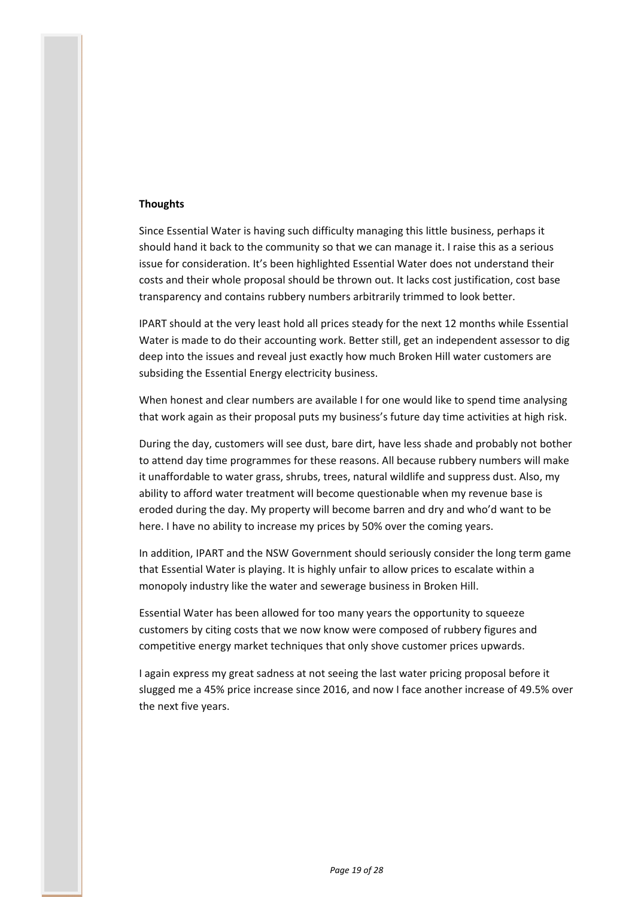**Thoughts**

Since Essential Water is having such difficulty managing this little business, perhaps it should hand it back to the community so that we can manage it. I raise this as a serious issue for consideration. It's been highlighted Essential Water does not understand their costs and their whole proposal should be thrown out. It lacks cost justification, cost base transparency and contains rubbery numbers arbitrarily trimmed to look better.

IPART should at the very least hold all prices steady for the next 12 months while Essential Water is made to do their accounting work. Better still, get an independent assessor to dig deep into the issues and reveal just exactly how much Broken Hill water customers are subsiding the Essential Energy electricity business.

When honest and clear numbers are available I for one would like to spend time analysing that work again as their proposal puts my business's future day time activities at high risk.

During the day, customers will see dust, bare dirt, have less shade and probably not bother to attend day time programmes for these reasons. All because rubbery numbers will make it unaffordable to water grass, shrubs, trees, natural wildlife and suppress dust. Also, my ability to afford water treatment will become questionable when my revenue base is eroded during the day. My property will become barren and dry and who'd want to be here. I have no ability to increase my prices by 50% over the coming years.

In addition, IPART and the NSW Government should seriously consider the long term game that Essential Water is playing. It is highly unfair to allow prices to escalate within a monopoly industry like the water and sewerage business in Broken Hill.

Essential Water has been allowed for too many years the opportunity to squeeze customers by citing costs that we now know were composed of rubbery figures and competitive energy market techniques that only shove customer prices upwards.

I again express my great sadness at not seeing the last water pricing proposal before it slugged me a 45% price increase since 2016, and now I face another increase of 49.5% over the next five years.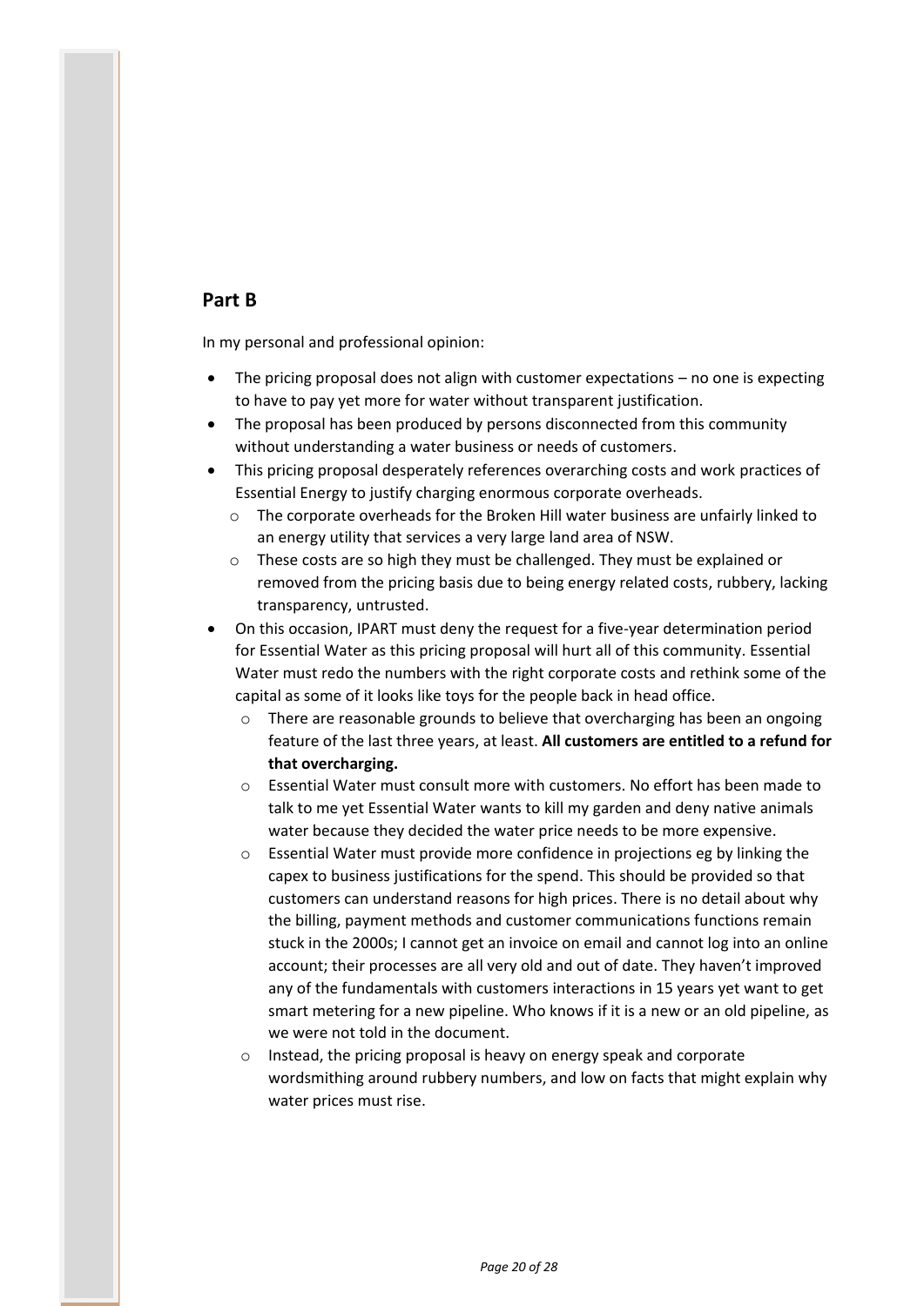## Part B

In my personal and professional opinion:

- The pricing proposal does not align with customer expectations – no one is expecting to have to pay yet more for water without transparent justification.
- The proposal has been produced by persons disconnected from this community without understanding a water business or needs of customers.
- This pricing proposal desperately references overarching costs and work practices of Essential Energy to justify charging enormous corporate overheads.
  - The corporate overheads for the Broken Hill water business are unfairly linked to an energy utility that services a very large land area of NSW.
  - These costs are so high they must be challenged. They must be explained or removed from the pricing basis due to being energy related costs, rubbery, lacking transparency, untrusted.
- On this occasion, IPART must deny the request for a five-year determination period for Essential Water as this pricing proposal will hurt all of this community. Essential Water must redo the numbers with the right corporate costs and rethink some of the capital as some of it looks like toys for the people back in head office.
  - There are reasonable grounds to believe that overcharging has been an ongoing feature of the last three years, at least. **All customers are entitled to a refund for that overcharging.**
  - Essential Water must consult more with customers. No effort has been made to talk to me yet Essential Water wants to kill my garden and deny native animals water because they decided the water price needs to be more expensive.
  - Essential Water must provide more confidence in projections eg by linking the capex to business justifications for the spend. This should be provided so that customers can understand reasons for high prices. There is no detail about why the billing, payment methods and customer communications functions remain stuck in the 2000s; I cannot get an invoice on email and cannot log into an online account; their processes are all very old and out of date. They haven't improved any of the fundamentals with customers interactions in 15 years yet want to get smart metering for a new pipeline. Who knows if it is a new or an old pipeline, as we were not told in the document.
  - Instead, the pricing proposal is heavy on energy speak and corporate wordsmithing around rubbery numbers, and low on facts that might explain why water prices must rise.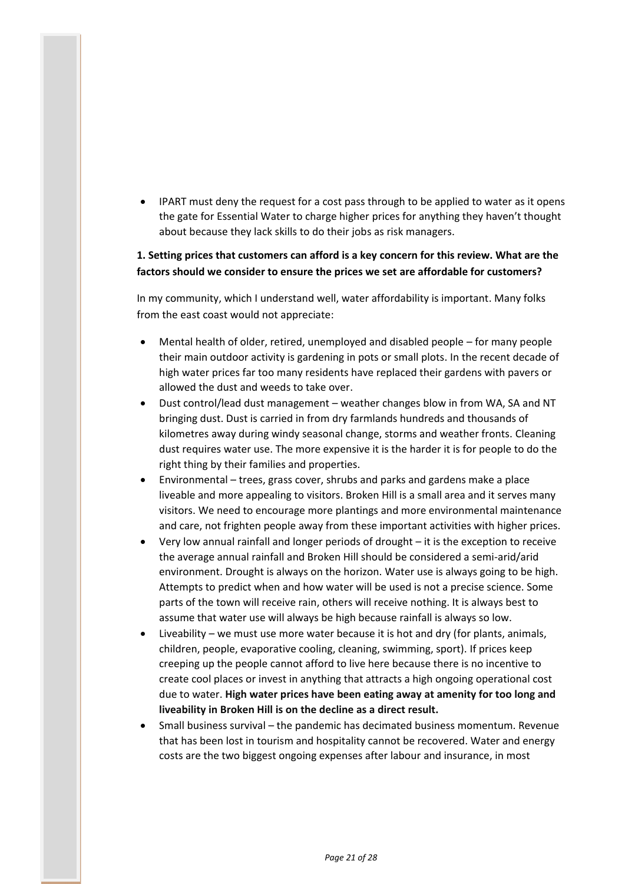- IPART must deny the request for a cost pass through to be applied to water as it opens the gate for Essential Water to charge higher prices for anything they haven't thought about because they lack skills to do their jobs as risk managers.

**1. Setting prices that customers can afford is a key concern for this review. What are the factors should we consider to ensure the prices we set are affordable for customers?**

In my community, which I understand well, water affordability is important. Many folks from the east coast would not appreciate:

- Mental health of older, retired, unemployed and disabled people – for many people their main outdoor activity is gardening in pots or small plots. In the recent decade of high water prices far too many residents have replaced their gardens with pavers or allowed the dust and weeds to take over.
- Dust control/lead dust management – weather changes blow in from WA, SA and NT bringing dust. Dust is carried in from dry farmlands hundreds and thousands of kilometres away during windy seasonal change, storms and weather fronts. Cleaning dust requires water use. The more expensive it is the harder it is for people to do the right thing by their families and properties.
- Environmental – trees, grass cover, shrubs and parks and gardens make a place liveable and more appealing to visitors. Broken Hill is a small area and it serves many visitors. We need to encourage more plantings and more environmental maintenance and care, not frighten people away from these important activities with higher prices.
- Very low annual rainfall and longer periods of drought – it is the exception to receive the average annual rainfall and Broken Hill should be considered a semi-arid/arid environment. Drought is always on the horizon. Water use is always going to be high. Attempts to predict when and how water will be used is not a precise science. Some parts of the town will receive rain, others will receive nothing. It is always best to assume that water use will always be high because rainfall is always so low.
- Liveability – we must use more water because it is hot and dry (for plants, animals, children, people, evaporative cooling, cleaning, swimming, sport). If prices keep creeping up the people cannot afford to live here because there is no incentive to create cool places or invest in anything that attracts a high ongoing operational cost due to water. **High water prices have been eating away at amenity for too long and liveability in Broken Hill is on the decline as a direct result.**
- Small business survival – the pandemic has decimated business momentum. Revenue that has been lost in tourism and hospitality cannot be recovered. Water and energy costs are the two biggest ongoing expenses after labour and insurance, in most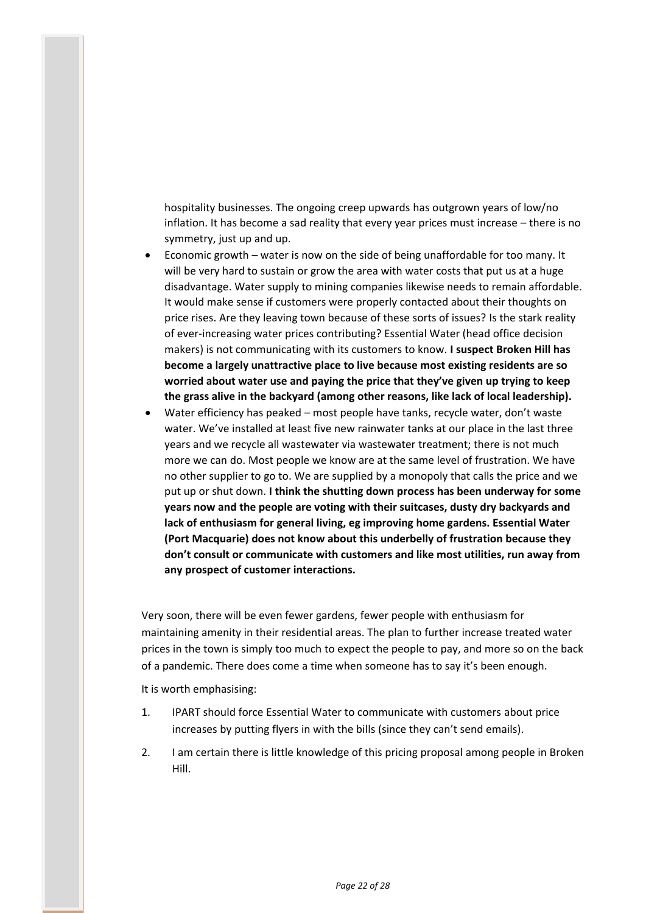hospitality businesses. The ongoing creep upwards has outgrown years of low/no inflation. It has become a sad reality that every year prices must increase – there is no symmetry, just up and up.

- Economic growth – water is now on the side of being unaffordable for too many. It will be very hard to sustain or grow the area with water costs that put us at a huge disadvantage. Water supply to mining companies likewise needs to remain affordable. It would make sense if customers were properly contacted about their thoughts on price rises. Are they leaving town because of these sorts of issues? Is the stark reality of ever-increasing water prices contributing? Essential Water (head office decision makers) is not communicating with its customers to know. **I suspect Broken Hill has become a largely unattractive place to live because most existing residents are so worried about water use and paying the price that they've given up trying to keep the grass alive in the backyard (among other reasons, like lack of local leadership).**
- Water efficiency has peaked – most people have tanks, recycle water, don't waste water. We've installed at least five new rainwater tanks at our place in the last three years and we recycle all wastewater via wastewater treatment; there is not much more we can do. Most people we know are at the same level of frustration. We have no other supplier to go to. We are supplied by a monopoly that calls the price and we put up or shut down. **I think the shutting down process has been underway for some years now and the people are voting with their suitcases, dusty dry backyards and lack of enthusiasm for general living, eg improving home gardens. Essential Water (Port Macquarie) does not know about this underbelly of frustration because they don't consult or communicate with customers and like most utilities, run away from any prospect of customer interactions.**

Very soon, there will be even fewer gardens, fewer people with enthusiasm for maintaining amenity in their residential areas. The plan to further increase treated water prices in the town is simply too much to expect the people to pay, and more so on the back of a pandemic. There does come a time when someone has to say it's been enough.

It is worth emphasising:

1. IPART should force Essential Water to communicate with customers about price increases by putting flyers in with the bills (since they can't send emails).
2. I am certain there is little knowledge of this pricing proposal among people in Broken Hill.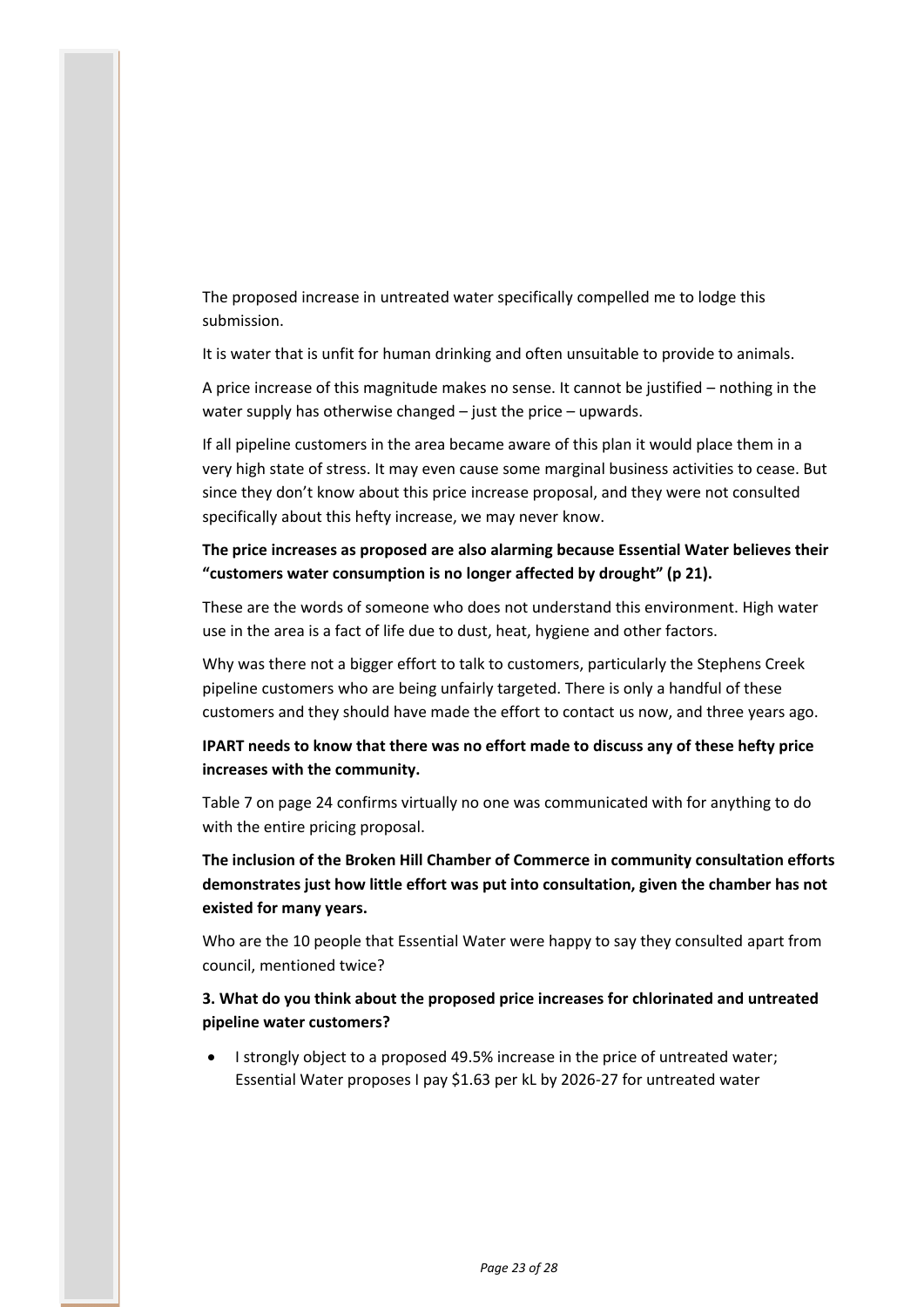The proposed increase in untreated water specifically compelled me to lodge this submission.

It is water that is unfit for human drinking and often unsuitable to provide to animals.

A price increase of this magnitude makes no sense. It cannot be justified – nothing in the water supply has otherwise changed – just the price – upwards.

If all pipeline customers in the area became aware of this plan it would place them in a very high state of stress. It may even cause some marginal business activities to cease. But since they don't know about this price increase proposal, and they were not consulted specifically about this hefty increase, we may never know.

**The price increases as proposed are also alarming because Essential Water believes their "customers water consumption is no longer affected by drought" (p 21).**

These are the words of someone who does not understand this environment. High water use in the area is a fact of life due to dust, heat, hygiene and other factors.

Why was there not a bigger effort to talk to customers, particularly the Stephens Creek pipeline customers who are being unfairly targeted. There is only a handful of these customers and they should have made the effort to contact us now, and three years ago.

**IPART needs to know that there was no effort made to discuss any of these hefty price increases with the community.**

Table 7 on page 24 confirms virtually no one was communicated with for anything to do with the entire pricing proposal.

**The inclusion of the Broken Hill Chamber of Commerce in community consultation efforts demonstrates just how little effort was put into consultation, given the chamber has not existed for many years.**

Who are the 10 people that Essential Water were happy to say they consulted apart from council, mentioned twice?

**3. What do you think about the proposed price increases for chlorinated and untreated pipeline water customers?**

- I strongly object to a proposed 49.5% increase in the price of untreated water; Essential Water proposes I pay $1.63 per kL by 2026-27 for untreated water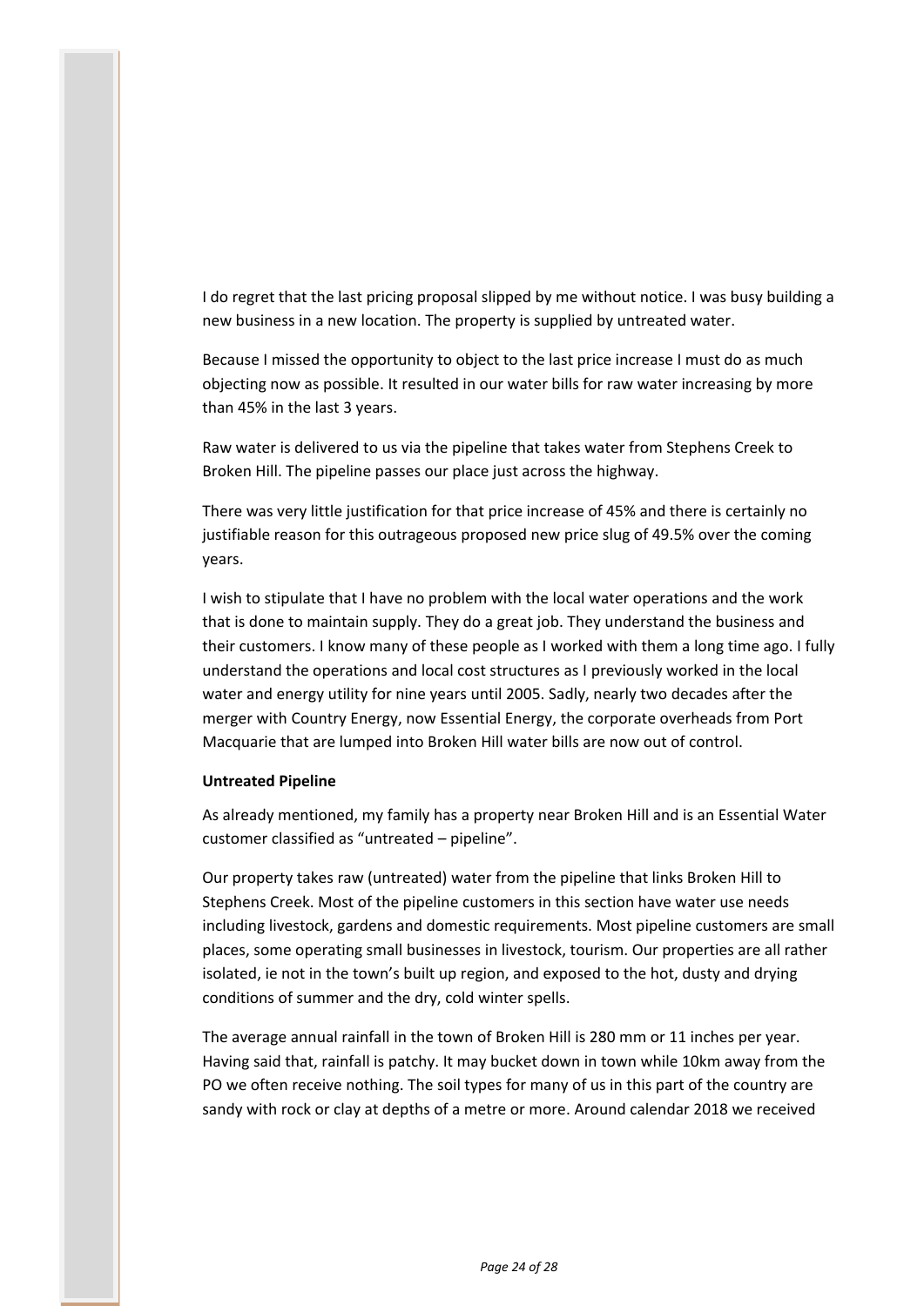I do regret that the last pricing proposal slipped by me without notice. I was busy building a new business in a new location. The property is supplied by untreated water.

Because I missed the opportunity to object to the last price increase I must do as much objecting now as possible. It resulted in our water bills for raw water increasing by more than 45% in the last 3 years.

Raw water is delivered to us via the pipeline that takes water from Stephens Creek to Broken Hill. The pipeline passes our place just across the highway.

There was very little justification for that price increase of 45% and there is certainly no justifiable reason for this outrageous proposed new price slug of 49.5% over the coming years.

I wish to stipulate that I have no problem with the local water operations and the work that is done to maintain supply. They do a great job. They understand the business and their customers. I know many of these people as I worked with them a long time ago. I fully understand the operations and local cost structures as I previously worked in the local water and energy utility for nine years until 2005. Sadly, nearly two decades after the merger with Country Energy, now Essential Energy, the corporate overheads from Port Macquarie that are lumped into Broken Hill water bills are now out of control.

**Untreated Pipeline**

As already mentioned, my family has a property near Broken Hill and is an Essential Water customer classified as "untreated – pipeline".

Our property takes raw (untreated) water from the pipeline that links Broken Hill to Stephens Creek. Most of the pipeline customers in this section have water use needs including livestock, gardens and domestic requirements. Most pipeline customers are small places, some operating small businesses in livestock, tourism. Our properties are all rather isolated, ie not in the town's built up region, and exposed to the hot, dusty and drying conditions of summer and the dry, cold winter spells.

The average annual rainfall in the town of Broken Hill is 280 mm or 11 inches per year. Having said that, rainfall is patchy. It may bucket down in town while 10km away from the PO we often receive nothing. The soil types for many of us in this part of the country are sandy with rock or clay at depths of a metre or more. Around calendar 2018 we received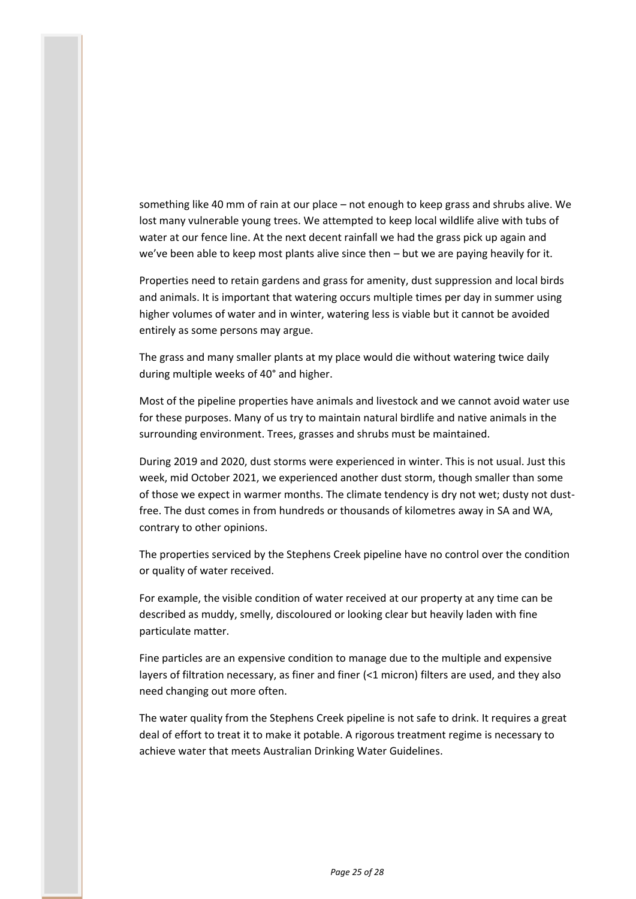something like 40 mm of rain at our place – not enough to keep grass and shrubs alive. We lost many vulnerable young trees. We attempted to keep local wildlife alive with tubs of water at our fence line. At the next decent rainfall we had the grass pick up again and we've been able to keep most plants alive since then – but we are paying heavily for it.

Properties need to retain gardens and grass for amenity, dust suppression and local birds and animals. It is important that watering occurs multiple times per day in summer using higher volumes of water and in winter, watering less is viable but it cannot be avoided entirely as some persons may argue.

The grass and many smaller plants at my place would die without watering twice daily during multiple weeks of 40° and higher.

Most of the pipeline properties have animals and livestock and we cannot avoid water use for these purposes. Many of us try to maintain natural birdlife and native animals in the surrounding environment. Trees, grasses and shrubs must be maintained.

During 2019 and 2020, dust storms were experienced in winter. This is not usual. Just this week, mid October 2021, we experienced another dust storm, though smaller than some of those we expect in warmer months. The climate tendency is dry not wet; dusty not dust-free. The dust comes in from hundreds or thousands of kilometres away in SA and WA, contrary to other opinions.

The properties serviced by the Stephens Creek pipeline have no control over the condition or quality of water received.

For example, the visible condition of water received at our property at any time can be described as muddy, smelly, discoloured or looking clear but heavily laden with fine particulate matter.

Fine particles are an expensive condition to manage due to the multiple and expensive layers of filtration necessary, as finer and finer (<1 micron) filters are used, and they also need changing out more often.

The water quality from the Stephens Creek pipeline is not safe to drink. It requires a great deal of effort to treat it to make it potable. A rigorous treatment regime is necessary to achieve water that meets Australian Drinking Water Guidelines.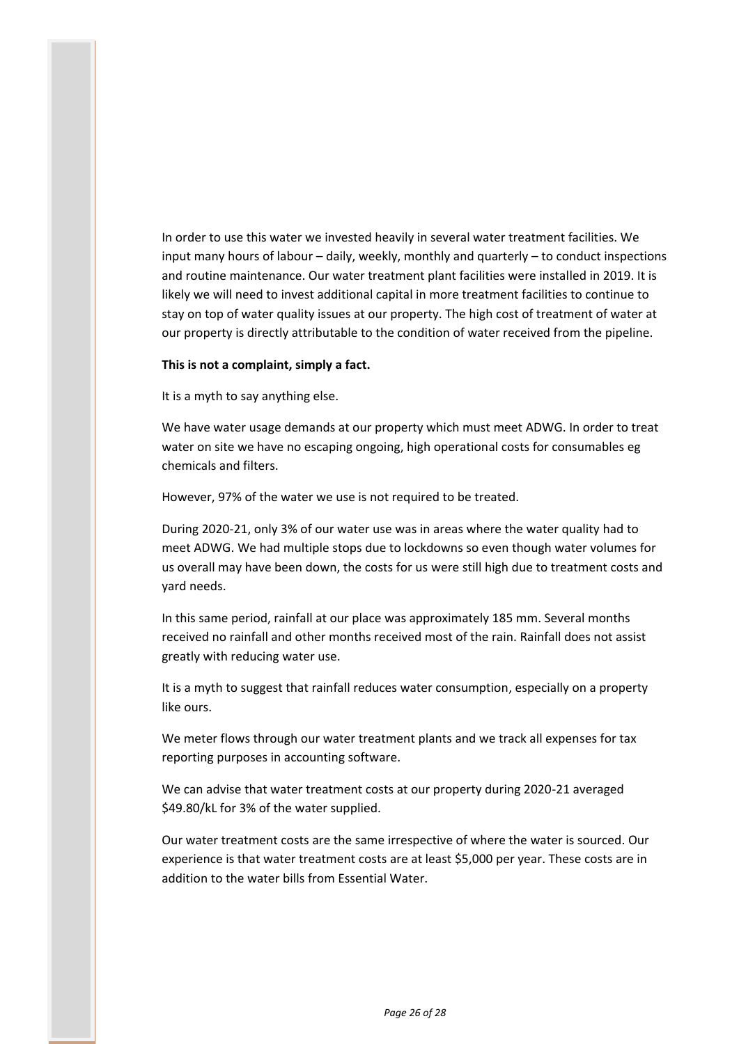In order to use this water we invested heavily in several water treatment facilities. We input many hours of labour – daily, weekly, monthly and quarterly – to conduct inspections and routine maintenance. Our water treatment plant facilities were installed in 2019. It is likely we will need to invest additional capital in more treatment facilities to continue to stay on top of water quality issues at our property. The high cost of treatment of water at our property is directly attributable to the condition of water received from the pipeline.

**This is not a complaint, simply a fact.**

It is a myth to say anything else.

We have water usage demands at our property which must meet ADWG. In order to treat water on site we have no escaping ongoing, high operational costs for consumables eg chemicals and filters.

However, 97% of the water we use is not required to be treated.

During 2020-21, only 3% of our water use was in areas where the water quality had to meet ADWG. We had multiple stops due to lockdowns so even though water volumes for us overall may have been down, the costs for us were still high due to treatment costs and yard needs.

In this same period, rainfall at our place was approximately 185 mm. Several months received no rainfall and other months received most of the rain. Rainfall does not assist greatly with reducing water use.

It is a myth to suggest that rainfall reduces water consumption, especially on a property like ours.

We meter flows through our water treatment plants and we track all expenses for tax reporting purposes in accounting software.

We can advise that water treatment costs at our property during 2020-21 averaged $49.80/kL for 3% of the water supplied.

Our water treatment costs are the same irrespective of where the water is sourced. Our experience is that water treatment costs are at least $5,000 per year. These costs are in addition to the water bills from Essential Water.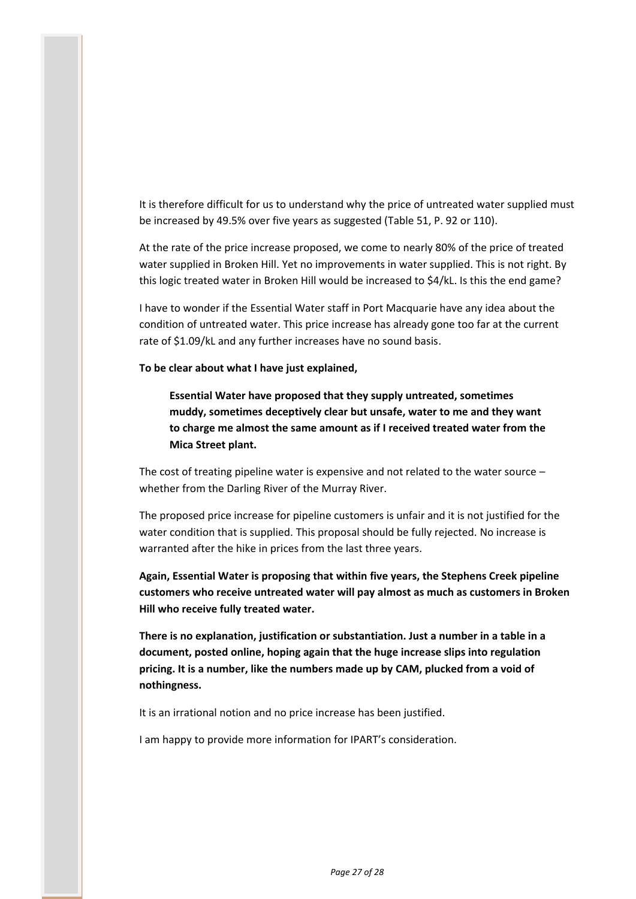It is therefore difficult for us to understand why the price of untreated water supplied must be increased by 49.5% over five years as suggested (Table 51, P. 92 or 110).

At the rate of the price increase proposed, we come to nearly 80% of the price of treated water supplied in Broken Hill. Yet no improvements in water supplied. This is not right. By this logic treated water in Broken Hill would be increased to $4/kL. Is this the end game?

I have to wonder if the Essential Water staff in Port Macquarie have any idea about the condition of untreated water. This price increase has already gone too far at the current rate of $1.09/kL and any further increases have no sound basis.

**To be clear about what I have just explained,**

> **Essential Water have proposed that they supply untreated, sometimes muddy, sometimes deceptively clear but unsafe, water to me and they want to charge me almost the same amount as if I received treated water from the Mica Street plant.**

The cost of treating pipeline water is expensive and not related to the water source – whether from the Darling River of the Murray River.

The proposed price increase for pipeline customers is unfair and it is not justified for the water condition that is supplied. This proposal should be fully rejected. No increase is warranted after the hike in prices from the last three years.

**Again, Essential Water is proposing that within five years, the Stephens Creek pipeline customers who receive untreated water will pay almost as much as customers in Broken Hill who receive fully treated water.**

**There is no explanation, justification or substantiation. Just a number in a table in a document, posted online, hoping again that the huge increase slips into regulation pricing. It is a number, like the numbers made up by CAM, plucked from a void of nothingness.**

It is an irrational notion and no price increase has been justified.

I am happy to provide more information for IPART's consideration.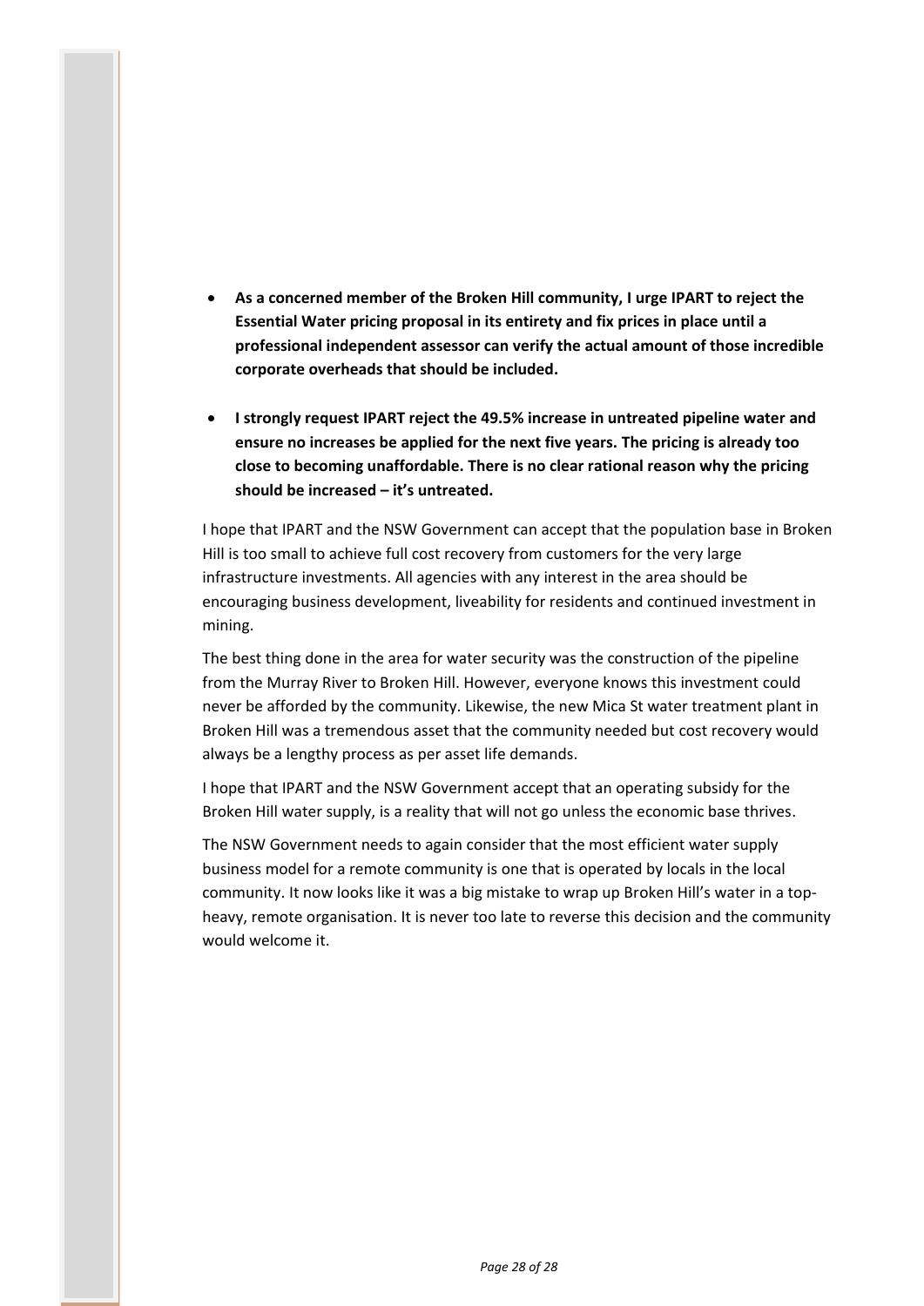- **As a concerned member of the Broken Hill community, I urge IPART to reject the Essential Water pricing proposal in its entirety and fix prices in place until a professional independent assessor can verify the actual amount of those incredible corporate overheads that should be included.**

- **I strongly request IPART reject the 49.5% increase in untreated pipeline water and ensure no increases be applied for the next five years. The pricing is already too close to becoming unaffordable. There is no clear rational reason why the pricing should be increased – it's untreated.**

I hope that IPART and the NSW Government can accept that the population base in Broken Hill is too small to achieve full cost recovery from customers for the very large infrastructure investments. All agencies with any interest in the area should be encouraging business development, liveability for residents and continued investment in mining.

The best thing done in the area for water security was the construction of the pipeline from the Murray River to Broken Hill. However, everyone knows this investment could never be afforded by the community. Likewise, the new Mica St water treatment plant in Broken Hill was a tremendous asset that the community needed but cost recovery would always be a lengthy process as per asset life demands.

I hope that IPART and the NSW Government accept that an operating subsidy for the Broken Hill water supply, is a reality that will not go unless the economic base thrives.

The NSW Government needs to again consider that the most efficient water supply business model for a remote community is one that is operated by locals in the local community. It now looks like it was a big mistake to wrap up Broken Hill's water in a top-heavy, remote organisation. It is never too late to reverse this decision and the community would welcome it.